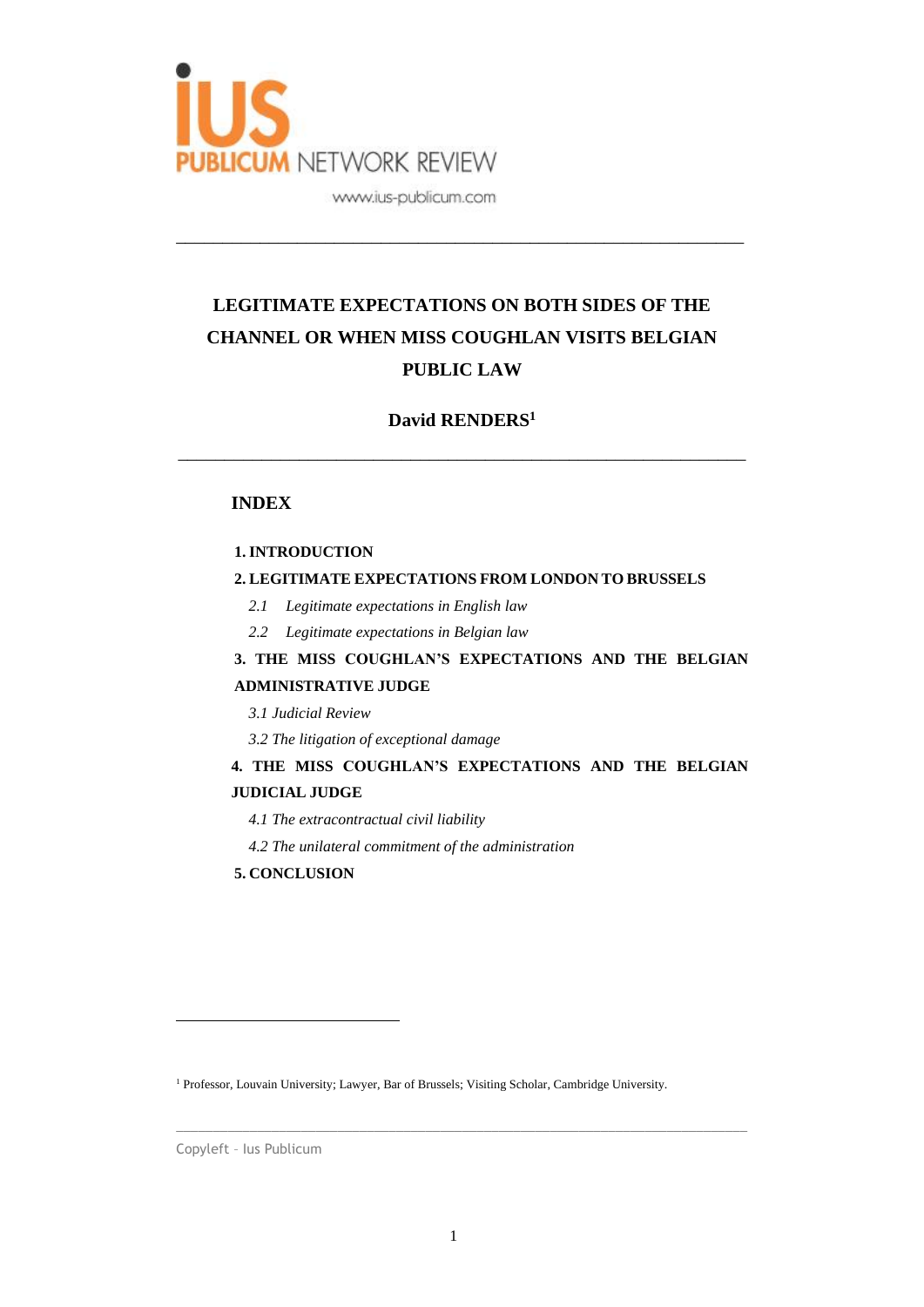# LEGITIMATE EXPECTATIONS ON BOTH SIDES OF THE CHANNEL OR WHEN MISS COUGHLAN VISITS BELGIAN PUBLIC LAW

**David RENDERS[1]**

## INDEX

**1. INTRODUCTION**

**2. LEGITIMATE EXPECTATIONS FROM LONDON TO BRUSSELS**

*2.1 Legitimate expectations in English law*

*2.2 Legitimate expectations in Belgian law*

**3. THE MISS COUGHLAN'S EXPECTATIONS AND THE BELGIAN ADMINISTRATIVE JUDGE**

*3.1 Judicial Review*

*3.2 The litigation of exceptional damage*

**4. THE MISS COUGHLAN'S EXPECTATIONS AND THE BELGIAN JUDICIAL JUDGE**

*4.1 The extracontractual civil liability*

*4.2 The unilateral commitment of the administration*

**5. CONCLUSION**

[1] Professor, Louvain University; Lawyer, Bar of Brussels; Visiting Scholar, Cambridge University.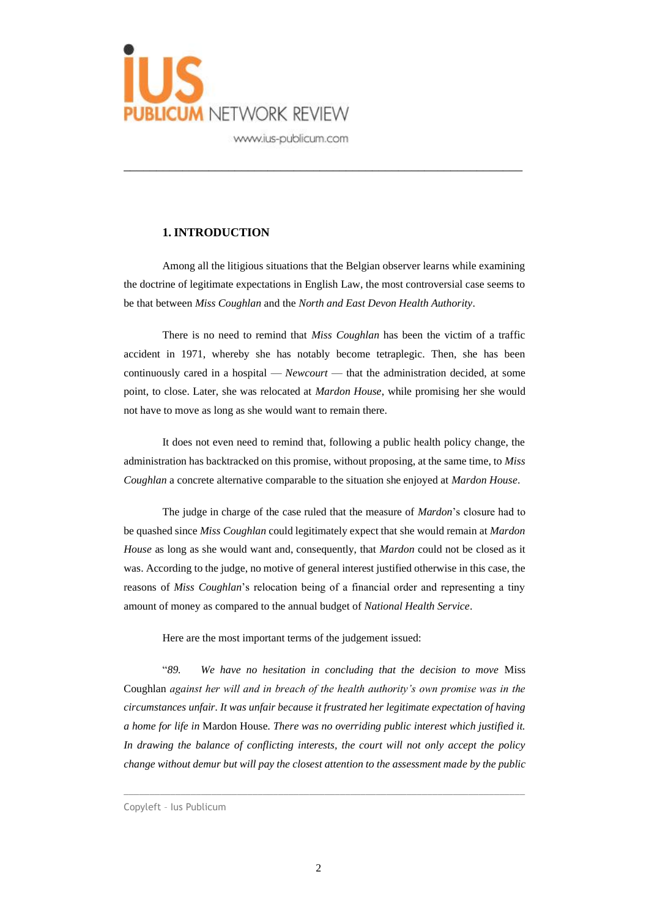## 1. INTRODUCTION

Among all the litigious situations that the Belgian observer learns while examining the doctrine of legitimate expectations in English Law, the most controversial case seems to be that between *Miss Coughlan* and the *North and East Devon Health Authority*.

There is no need to remind that *Miss Coughlan* has been the victim of a traffic accident in 1971, whereby she has notably become tetraplegic. Then, she has been continuously cared in a hospital — *Newcourt* — that the administration decided, at some point, to close. Later, she was relocated at *Mardon House*, while promising her she would not have to move as long as she would want to remain there.

It does not even need to remind that, following a public health policy change, the administration has backtracked on this promise, without proposing, at the same time, to *Miss Coughlan* a concrete alternative comparable to the situation she enjoyed at *Mardon House*.

The judge in charge of the case ruled that the measure of *Mardon*'s closure had to be quashed since *Miss Coughlan* could legitimately expect that she would remain at *Mardon House* as long as she would want and, consequently, that *Mardon* could not be closed as it was. According to the judge, no motive of general interest justified otherwise in this case, the reasons of *Miss Coughlan*'s relocation being of a financial order and representing a tiny amount of money as compared to the annual budget of *National Health Service*.

Here are the most important terms of the judgement issued:

"*89. We have no hesitation in concluding that the decision to move* Miss Coughlan *against her will and in breach of the health authority's own promise was in the circumstances unfair. It was unfair because it frustrated her legitimate expectation of having a home for life in* Mardon House. *There was no overriding public interest which justified it. In drawing the balance of conflicting interests, the court will not only accept the policy change without demur but will pay the closest attention to the assessment made by the public*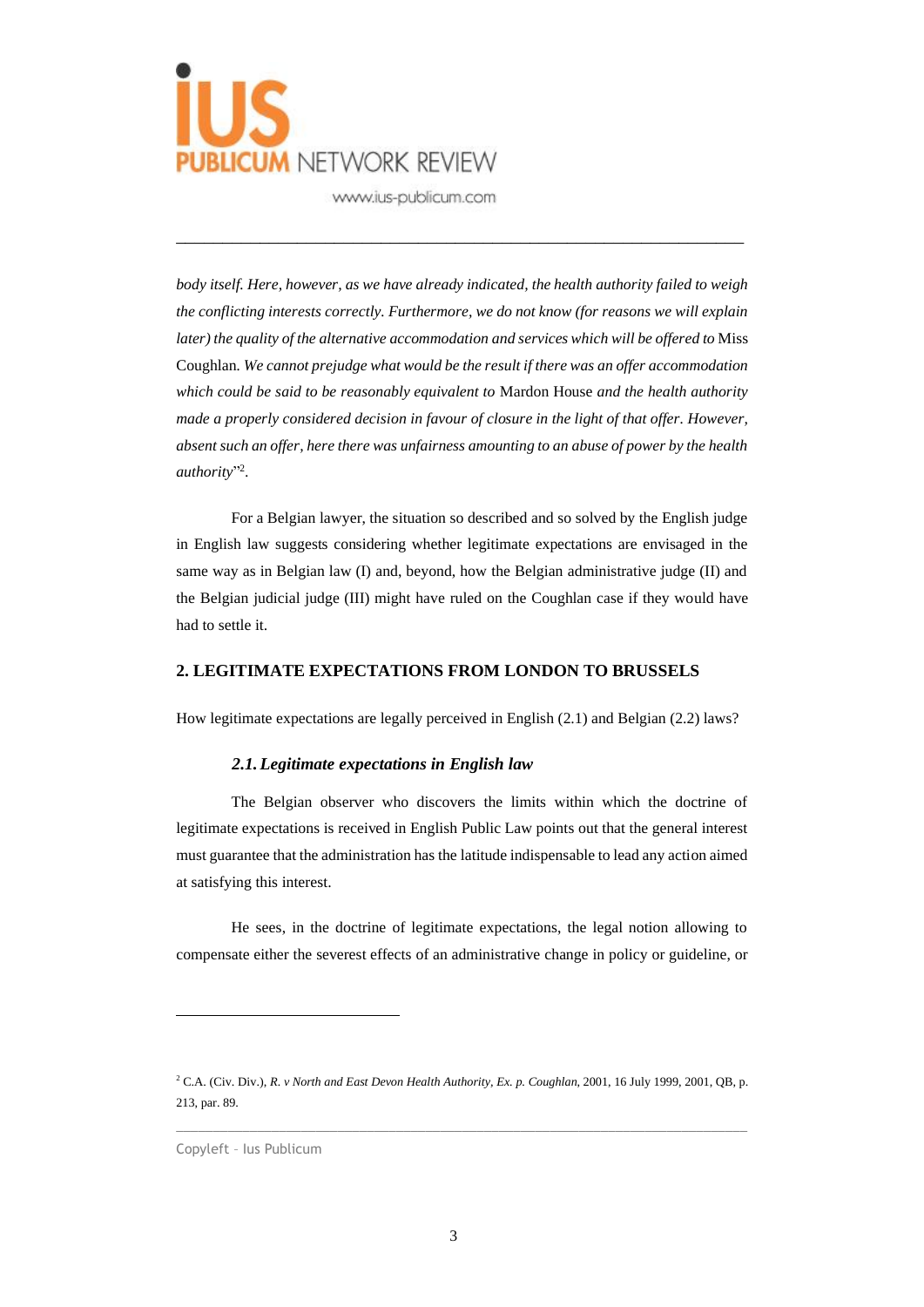*body itself. Here, however, as we have already indicated, the health authority failed to weigh the conflicting interests correctly. Furthermore, we do not know (for reasons we will explain later) the quality of the alternative accommodation and services which will be offered to* Miss Coughlan. *We cannot prejudge what would be the result if there was an offer accommodation which could be said to be reasonably equivalent to* Mardon House *and the health authority made a properly considered decision in favour of closure in the light of that offer. However, absent such an offer, here there was unfairness amounting to an abuse of power by the health authority*"[2].

For a Belgian lawyer, the situation so described and so solved by the English judge in English law suggests considering whether legitimate expectations are envisaged in the same way as in Belgian law (I) and, beyond, how the Belgian administrative judge (II) and the Belgian judicial judge (III) might have ruled on the Coughlan case if they would have had to settle it.

## 2. LEGITIMATE EXPECTATIONS FROM LONDON TO BRUSSELS

How legitimate expectations are legally perceived in English (2.1) and Belgian (2.2) laws?

### *2.1. Legitimate expectations in English law*

The Belgian observer who discovers the limits within which the doctrine of legitimate expectations is received in English Public Law points out that the general interest must guarantee that the administration has the latitude indispensable to lead any action aimed at satisfying this interest.

He sees, in the doctrine of legitimate expectations, the legal notion allowing to compensate either the severest effects of an administrative change in policy or guideline, or

---

[2] C.A. (Civ. Div.), *R. v North and East Devon Health Authority, Ex. p. Coughlan*, 2001, 16 July 1999, 2001, QB, p. 213, par. 89.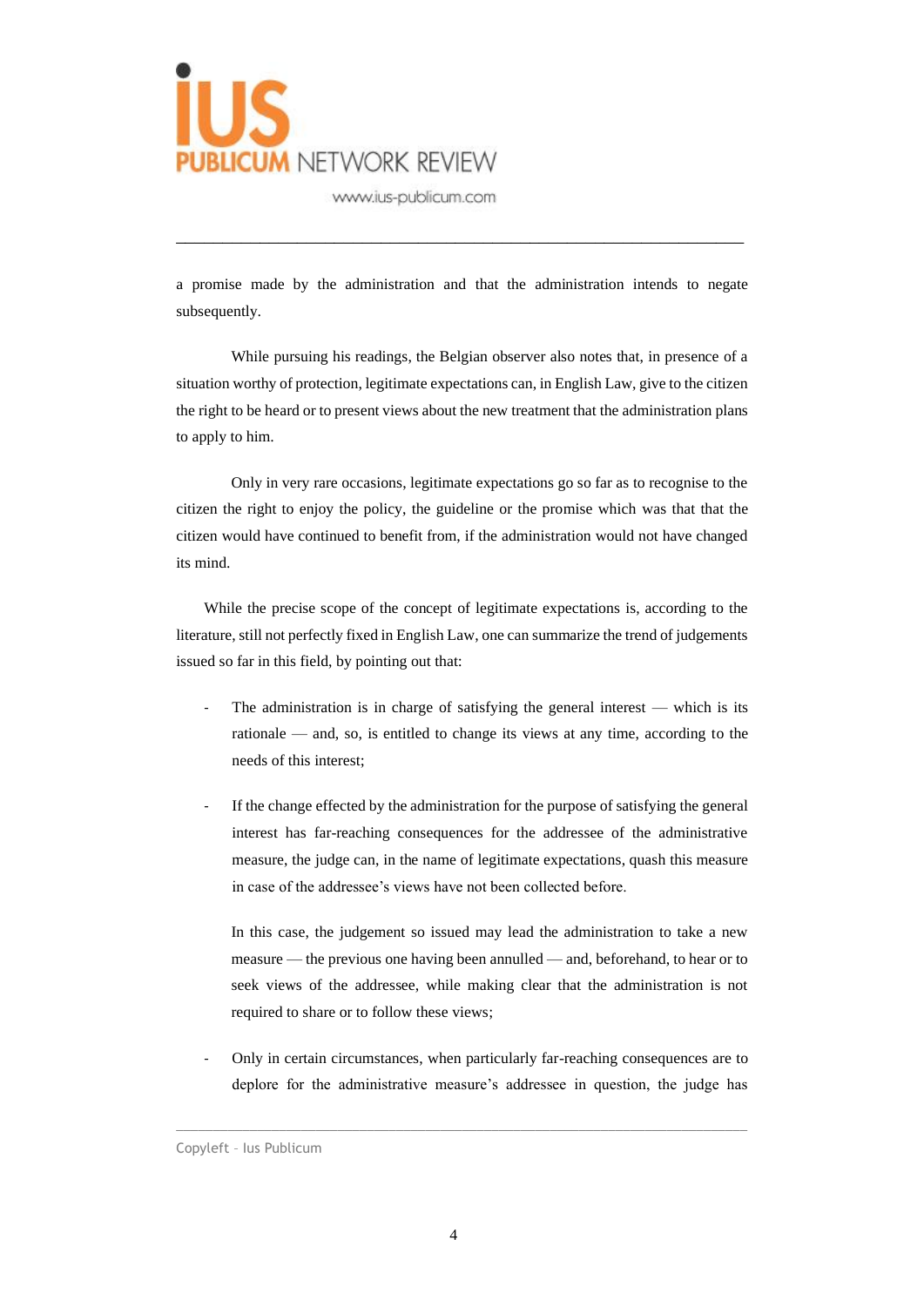a promise made by the administration and that the administration intends to negate subsequently.

While pursuing his readings, the Belgian observer also notes that, in presence of a situation worthy of protection, legitimate expectations can, in English Law, give to the citizen the right to be heard or to present views about the new treatment that the administration plans to apply to him.

Only in very rare occasions, legitimate expectations go so far as to recognise to the citizen the right to enjoy the policy, the guideline or the promise which was that that the citizen would have continued to benefit from, if the administration would not have changed its mind.

While the precise scope of the concept of legitimate expectations is, according to the literature, still not perfectly fixed in English Law, one can summarize the trend of judgements issued so far in this field, by pointing out that:

- The administration is in charge of satisfying the general interest — which is its rationale — and, so, is entitled to change its views at any time, according to the needs of this interest;

- If the change effected by the administration for the purpose of satisfying the general interest has far-reaching consequences for the addressee of the administrative measure, the judge can, in the name of legitimate expectations, quash this measure in case of the addressee's views have not been collected before.

  In this case, the judgement so issued may lead the administration to take a new measure — the previous one having been annulled — and, beforehand, to hear or to seek views of the addressee, while making clear that the administration is not required to share or to follow these views;

- Only in certain circumstances, when particularly far-reaching consequences are to deplore for the administrative measure's addressee in question, the judge has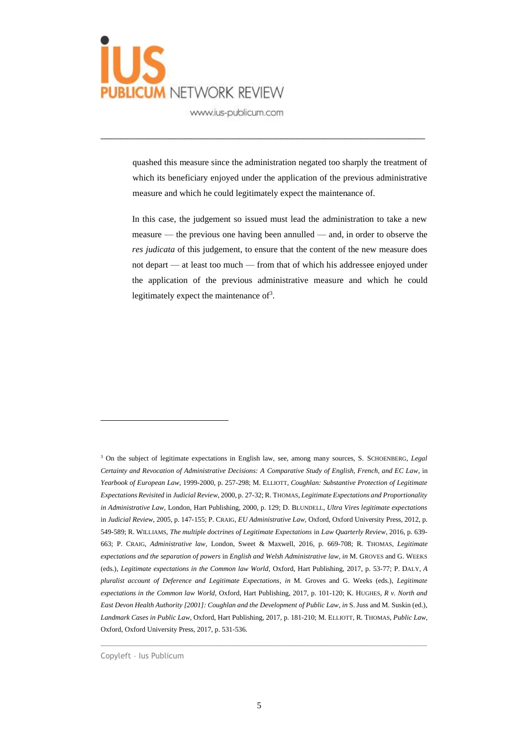quashed this measure since the administration negated too sharply the treatment of which its beneficiary enjoyed under the application of the previous administrative measure and which he could legitimately expect the maintenance of.

In this case, the judgement so issued must lead the administration to take a new measure — the previous one having been annulled — and, in order to observe the *res judicata* of this judgement, to ensure that the content of the new measure does not depart — at least too much — from that of which his addressee enjoyed under the application of the previous administrative measure and which he could legitimately expect the maintenance of[3].

---

[3] On the subject of legitimate expectations in English law, see, among many sources, S. SCHOENBERG, *Legal Certainty and Revocation of Administrative Decisions: A Comparative Study of English, French, and EC Law*, in *Yearbook of European Law*, 1999-2000, p. 257-298; M. ELLIOTT, *Coughlan: Substantive Protection of Legitimate Expectations Revisited* in *Judicial Review*, 2000, p. 27-32; R. THOMAS, *Legitimate Expectations and Proportionality in Administrative Law*, London, Hart Publishing, 2000, p. 129; D. BLUNDELL, *Ultra Vires legitimate expectations* in *Judicial Review*, 2005, p. 147-155; P. CRAIG, *EU Administrative Law*, Oxford, Oxford University Press, 2012, p. 549-589; R. WILLIAMS, *The multiple doctrines of Legitimate Expectations* in *Law Quarterly Review*, 2016, p. 639-663; P. CRAIG, *Administrative law*, London, Sweet & Maxwell, 2016, p. 669-708; R. THOMAS, *Legitimate expectations and the separation of powers* in *English and Welsh Administrative law*, *in* M. GROVES and G. WEEKS (eds.), *Legitimate expectations in the Common law World*, Oxford, Hart Publishing, 2017, p. 53-77; P. DALY, *A pluralist account of Deference and Legitimate Expectations*, *in* M. Groves and G. Weeks (eds.), *Legitimate expectations in the Common law World*, Oxford, Hart Publishing, 2017, p. 101-120; K. HUGHES, *R v. North and East Devon Health Authority [2001]: Coughlan and the Development of Public Law*, *in* S. Juss and M. Suskin (ed.), *Landmark Cases in Public Law*, Oxford, Hart Publishing, 2017, p. 181-210; M. ELLIOTT, R. THOMAS, *Public Law*, Oxford, Oxford University Press, 2017, p. 531-536.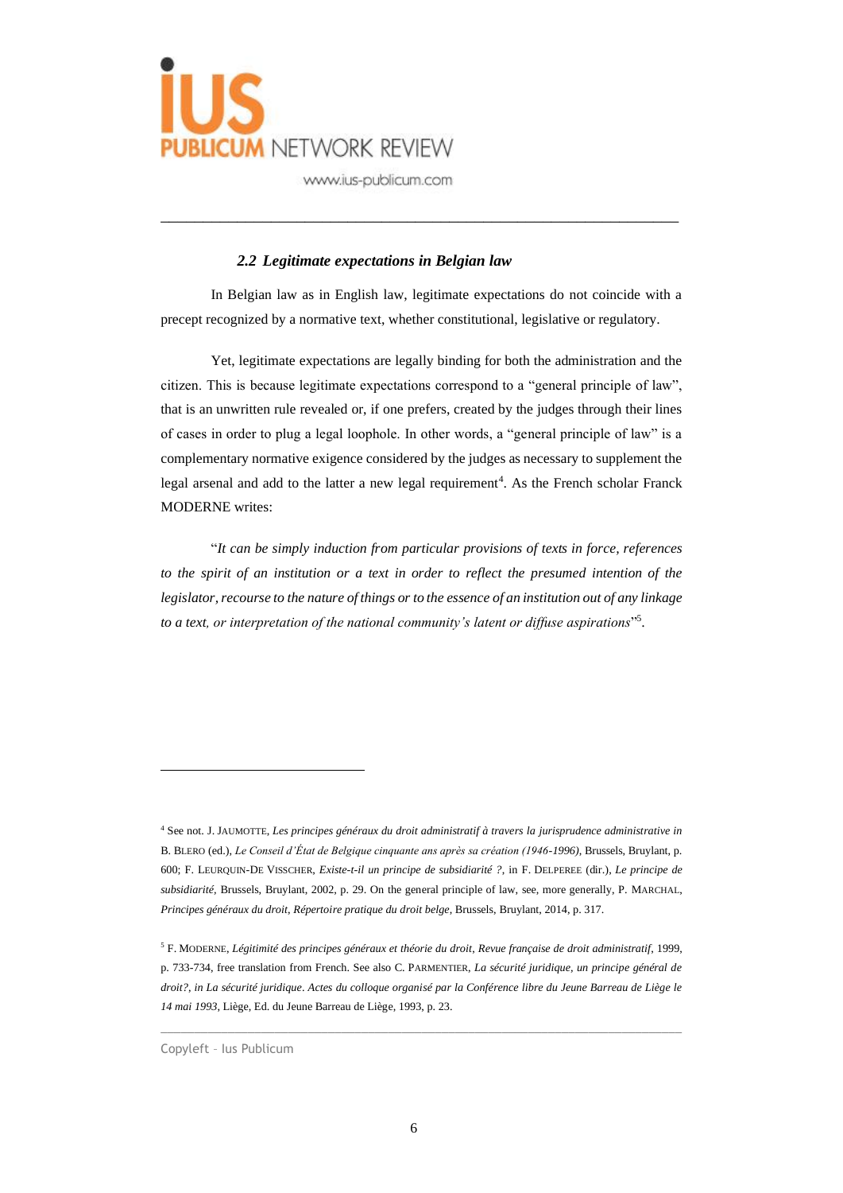### *2.2 Legitimate expectations in Belgian law*

In Belgian law as in English law, legitimate expectations do not coincide with a precept recognized by a normative text, whether constitutional, legislative or regulatory.

Yet, legitimate expectations are legally binding for both the administration and the citizen. This is because legitimate expectations correspond to a "general principle of law", that is an unwritten rule revealed or, if one prefers, created by the judges through their lines of cases in order to plug a legal loophole. In other words, a "general principle of law" is a complementary normative exigence considered by the judges as necessary to supplement the legal arsenal and add to the latter a new legal requirement[4]. As the French scholar Franck MODERNE writes:

"*It can be simply induction from particular provisions of texts in force, references to the spirit of an institution or a text in order to reflect the presumed intention of the legislator, recourse to the nature of things or to the essence of an institution out of any linkage to a text, or interpretation of the national community's latent or diffuse aspirations*"[5].

---

[4] See not. J. JAUMOTTE, *Les principes généraux du droit administratif à travers la jurisprudence administrative in* B. BLERO (ed.), *Le Conseil d'État de Belgique cinquante ans après sa création (1946-1996)*, Brussels, Bruylant, p. 600; F. LEURQUIN-DE VISSCHER, *Existe-t-il un principe de subsidiarité ?*, in F. DELPEREE (dir.), *Le principe de subsidiarité*, Brussels, Bruylant, 2002, p. 29. On the general principle of law, see, more generally, P. MARCHAL, *Principes généraux du droit, Répertoire pratique du droit belge*, Brussels, Bruylant, 2014, p. 317.

[5] F. MODERNE, *Légitimité des principes généraux et théorie du droit, Revue française de droit administratif*, 1999, p. 733-734, free translation from French. See also C. PARMENTIER, *La sécurité juridique, un principe général de droit?, in La sécurité juridique*. *Actes du colloque organisé par la Conférence libre du Jeune Barreau de Liège le 14 mai 1993*, Liège, Ed. du Jeune Barreau de Liège, 1993, p. 23.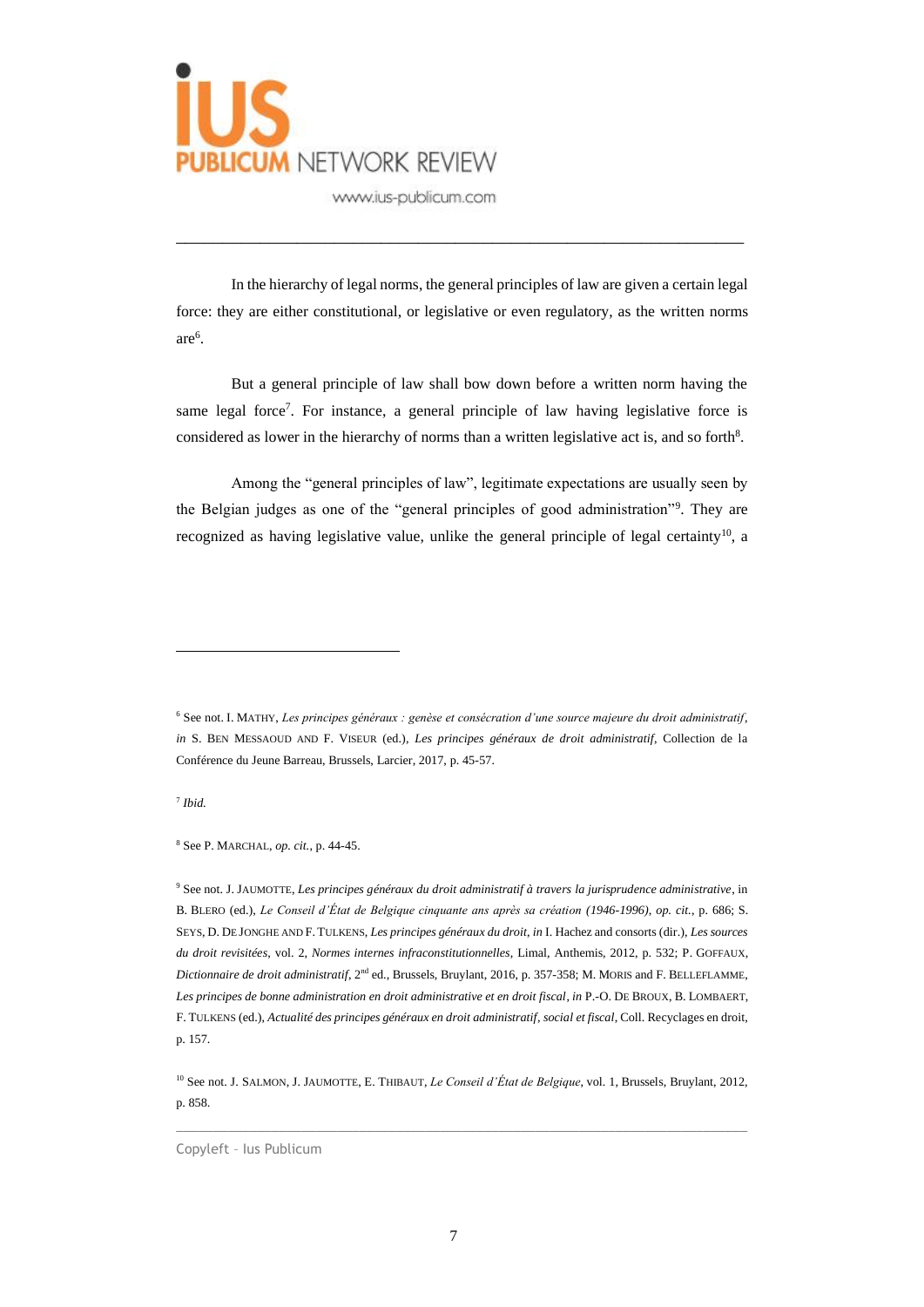In the hierarchy of legal norms, the general principles of law are given a certain legal force: they are either constitutional, or legislative or even regulatory, as the written norms are[6].

But a general principle of law shall bow down before a written norm having the same legal force[7]. For instance, a general principle of law having legislative force is considered as lower in the hierarchy of norms than a written legislative act is, and so forth[8].

Among the "general principles of law", legitimate expectations are usually seen by the Belgian judges as one of the "general principles of good administration"[9]. They are recognized as having legislative value, unlike the general principle of legal certainty[10], a

---

[6] See not. I. MATHY, *Les principes généraux : genèse et consécration d'une source majeure du droit administratif*, *in* S. BEN MESSAOUD AND F. VISEUR (ed.), *Les principes généraux de droit administratif*, Collection de la Conférence du Jeune Barreau, Brussels, Larcier, 2017, p. 45-57.

[7] *Ibid.*

[8] See P. MARCHAL, *op. cit.*, p. 44-45.

[9] See not. J. JAUMOTTE, *Les principes généraux du droit administratif à travers la jurisprudence administrative*, in B. BLERO (ed.), *Le Conseil d'État de Belgique cinquante ans après sa création (1946-1996)*, *op. cit.*, p. 686; S. SEYS, D. DE JONGHE AND F. TULKENS, *Les principes généraux du droit*, *in* I. Hachez and consorts (dir.), *Les sources du droit revisitées*, vol. 2, *Normes internes infraconstitutionnelles*, Limal, Anthemis, 2012, p. 532; P. GOFFAUX, *Dictionnaire de droit administratif*, 2nd ed., Brussels, Bruylant, 2016, p. 357-358; M. MORIS and F. BELLEFLAMME, *Les principes de bonne administration en droit administrative et en droit fiscal*, *in* P.-O. DE BROUX, B. LOMBAERT, F. TULKENS (ed.), *Actualité des principes généraux en droit administratif, social et fiscal*, Coll. Recyclages en droit, p. 157.

[10] See not. J. SALMON, J. JAUMOTTE, E. THIBAUT, *Le Conseil d'État de Belgique*, vol. 1, Brussels, Bruylant, 2012, p. 858.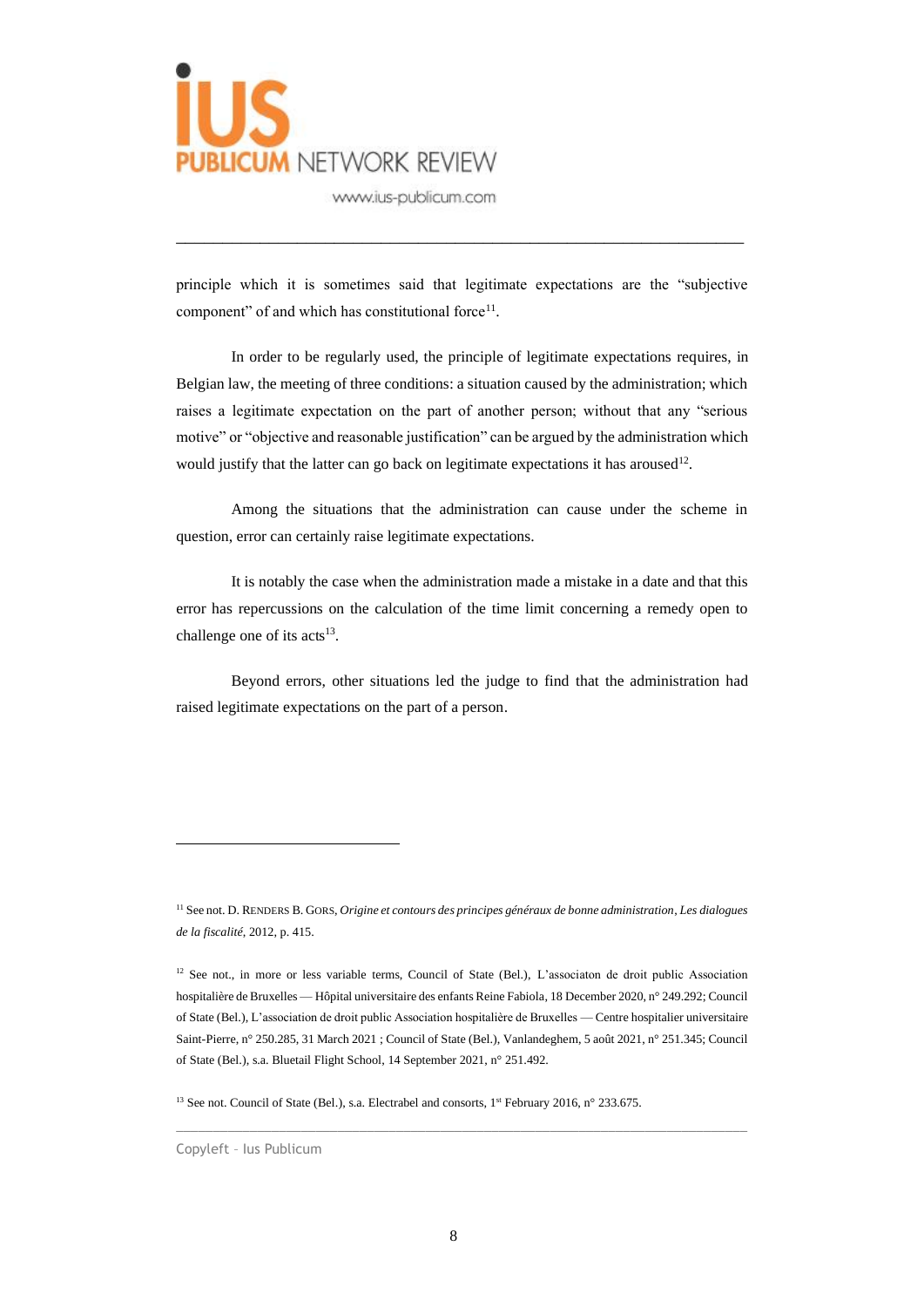principle which it is sometimes said that legitimate expectations are the "subjective component" of and which has constitutional force[11].

In order to be regularly used, the principle of legitimate expectations requires, in Belgian law, the meeting of three conditions: a situation caused by the administration; which raises a legitimate expectation on the part of another person; without that any "serious motive" or "objective and reasonable justification" can be argued by the administration which would justify that the latter can go back on legitimate expectations it has aroused[12].

Among the situations that the administration can cause under the scheme in question, error can certainly raise legitimate expectations.

It is notably the case when the administration made a mistake in a date and that this error has repercussions on the calculation of the time limit concerning a remedy open to challenge one of its acts[13].

Beyond errors, other situations led the judge to find that the administration had raised legitimate expectations on the part of a person.

---

[11] See not. D. RENDERS B. GORS, *Origine et contours des principes généraux de bonne administration*, *Les dialogues de la fiscalité*, 2012, p. 415.

[12] See not., in more or less variable terms, Council of State (Bel.), L'associaton de droit public Association hospitalière de Bruxelles — Hôpital universitaire des enfants Reine Fabiola, 18 December 2020, n° 249.292; Council of State (Bel.), L'association de droit public Association hospitalière de Bruxelles — Centre hospitalier universitaire Saint-Pierre, n° 250.285, 31 March 2021 ; Council of State (Bel.), Vanlandeghem, 5 août 2021, n° 251.345; Council of State (Bel.), s.a. Bluetail Flight School, 14 September 2021, n° 251.492.

[13] See not. Council of State (Bel.), s.a. Electrabel and consorts, 1st February 2016, n° 233.675.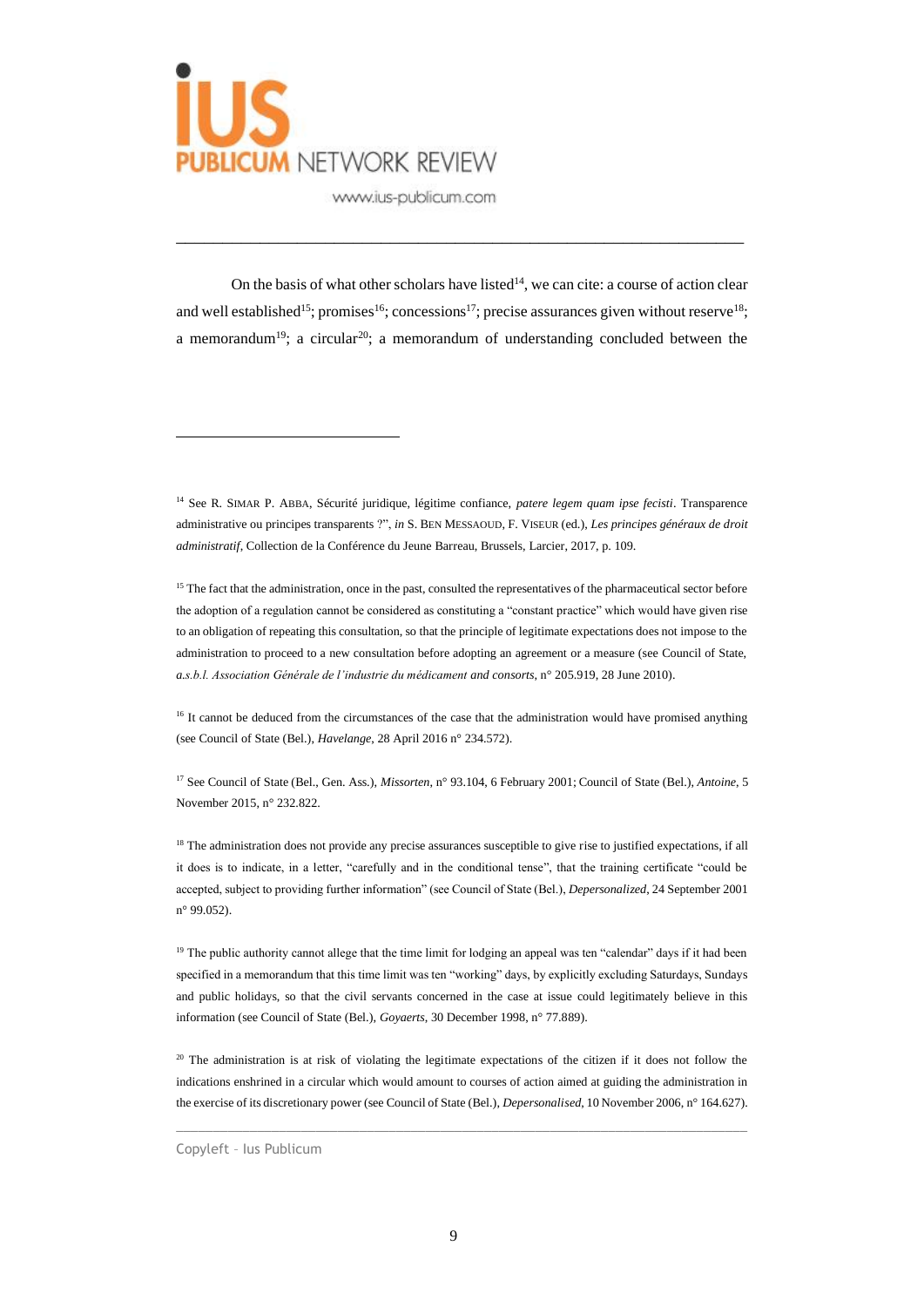On the basis of what other scholars have listed[14], we can cite: a course of action clear and well established[15]; promises[16]; concessions[17]; precise assurances given without reserve[18]; a memorandum[19]; a circular[20]; a memorandum of understanding concluded between the

---

[14] See R. SIMAR P. ABBA, Sécurité juridique, légitime confiance, *patere legem quam ipse fecisti*. Transparence administrative ou principes transparents ?", *in* S. BEN MESSAOUD, F. VISEUR (ed.), *Les principes généraux de droit administratif*, Collection de la Conférence du Jeune Barreau, Brussels, Larcier, 2017, p. 109.

[15] The fact that the administration, once in the past, consulted the representatives of the pharmaceutical sector before the adoption of a regulation cannot be considered as constituting a "constant practice" which would have given rise to an obligation of repeating this consultation, so that the principle of legitimate expectations does not impose to the administration to proceed to a new consultation before adopting an agreement or a measure (see Council of State, *a.s.b.l. Association Générale de l'industrie du médicament and consorts*, n° 205.919, 28 June 2010).

[16] It cannot be deduced from the circumstances of the case that the administration would have promised anything (see Council of State (Bel.), *Havelange*, 28 April 2016 n° 234.572).

[17] See Council of State (Bel., Gen. Ass.), *Missorten*, n° 93.104, 6 February 2001; Council of State (Bel.), *Antoine*, 5 November 2015, n° 232.822.

[18] The administration does not provide any precise assurances susceptible to give rise to justified expectations, if all it does is to indicate, in a letter, "carefully and in the conditional tense", that the training certificate "could be accepted, subject to providing further information" (see Council of State (Bel.), *Depersonalized*, 24 September 2001 n° 99.052).

[19] The public authority cannot allege that the time limit for lodging an appeal was ten "calendar" days if it had been specified in a memorandum that this time limit was ten "working" days, by explicitly excluding Saturdays, Sundays and public holidays, so that the civil servants concerned in the case at issue could legitimately believe in this information (see Council of State (Bel.), *Goyaerts*, 30 December 1998, n° 77.889).

[20] The administration is at risk of violating the legitimate expectations of the citizen if it does not follow the indications enshrined in a circular which would amount to courses of action aimed at guiding the administration in the exercise of its discretionary power (see Council of State (Bel.), *Depersonalised*, 10 November 2006, n° 164.627).

Copyleft – Ius Publicum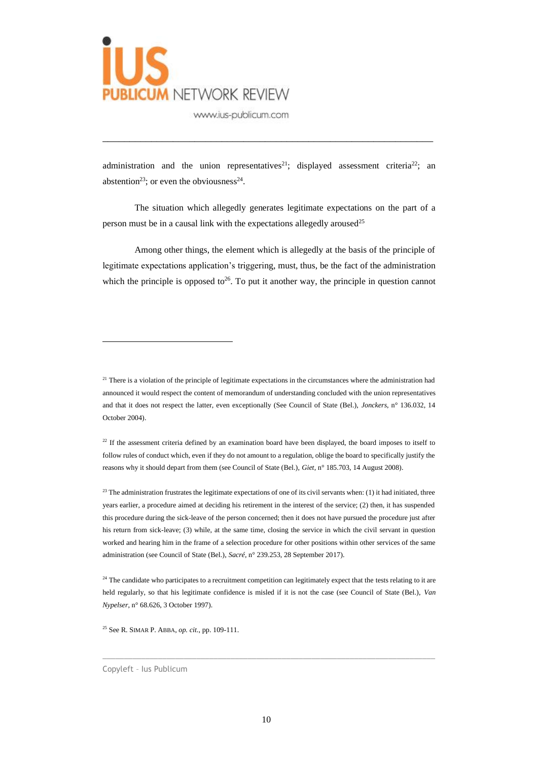administration and the union representatives[21]; displayed assessment criteria[22]; an abstention[23]; or even the obviousness[24].

The situation which allegedly generates legitimate expectations on the part of a person must be in a causal link with the expectations allegedly aroused[25]

Among other things, the element which is allegedly at the basis of the principle of legitimate expectations application's triggering, must, thus, be the fact of the administration which the principle is opposed to[26]. To put it another way, the principle in question cannot

---

[21] There is a violation of the principle of legitimate expectations in the circumstances where the administration had announced it would respect the content of memorandum of understanding concluded with the union representatives and that it does not respect the latter, even exceptionally (See Council of State (Bel.), *Jonckers*, n° 136.032, 14 October 2004).

[22] If the assessment criteria defined by an examination board have been displayed, the board imposes to itself to follow rules of conduct which, even if they do not amount to a regulation, oblige the board to specifically justify the reasons why it should depart from them (see Council of State (Bel.), *Giet*, n° 185.703, 14 August 2008).

[23] The administration frustrates the legitimate expectations of one of its civil servants when: (1) it had initiated, three years earlier, a procedure aimed at deciding his retirement in the interest of the service; (2) then, it has suspended this procedure during the sick-leave of the person concerned; then it does not have pursued the procedure just after his return from sick-leave; (3) while, at the same time, closing the service in which the civil servant in question worked and hearing him in the frame of a selection procedure for other positions within other services of the same administration (see Council of State (Bel.), *Sacré*, n° 239.253, 28 September 2017).

[24] The candidate who participates to a recruitment competition can legitimately expect that the tests relating to it are held regularly, so that his legitimate confidence is misled if it is not the case (see Council of State (Bel.), *Van Nypelser*, n° 68.626, 3 October 1997).

[25] See R. SIMAR P. ABBA, *op. cit.*, pp. 109-111.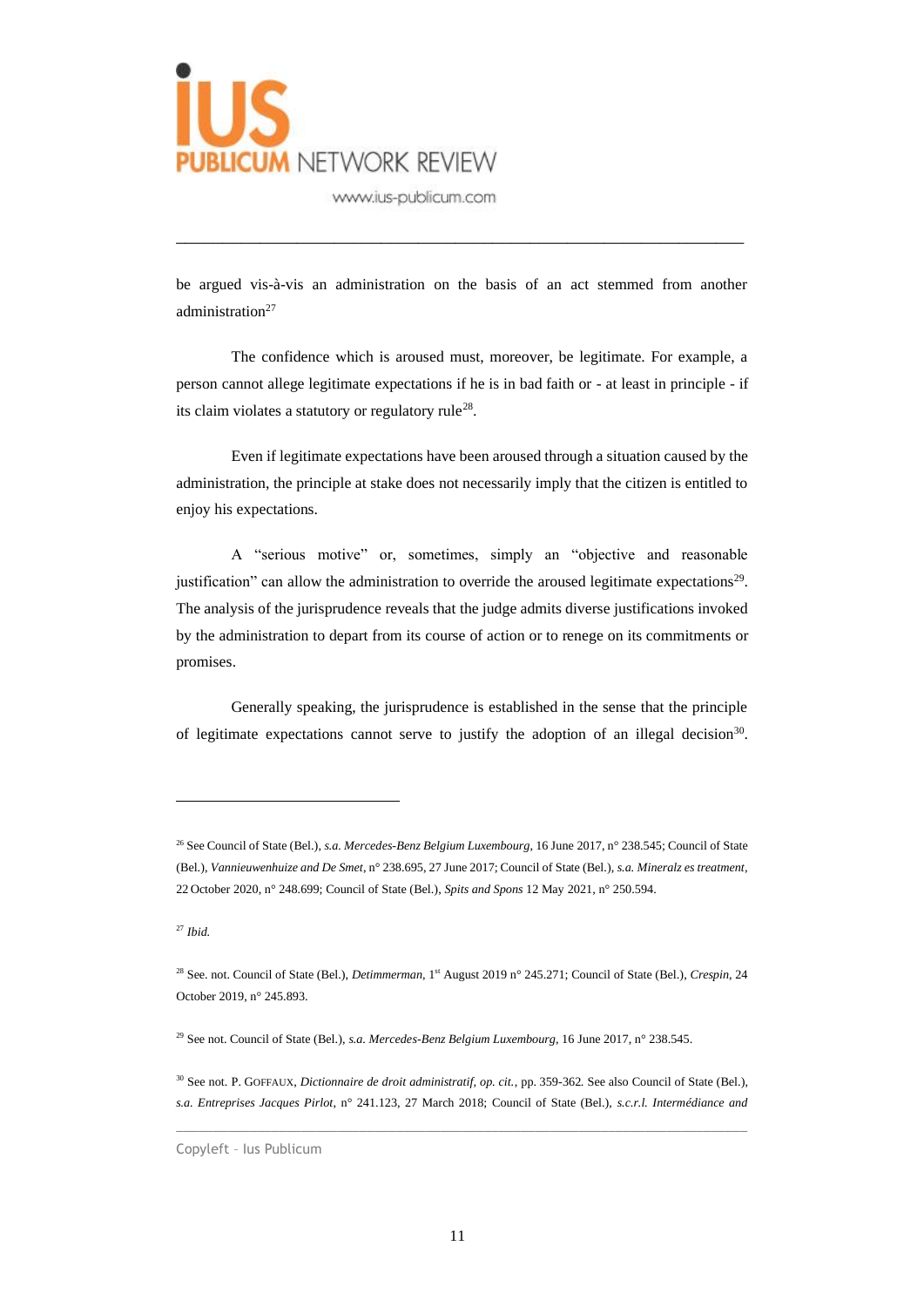be argued vis-à-vis an administration on the basis of an act stemmed from another administration[27]

The confidence which is aroused must, moreover, be legitimate. For example, a person cannot allege legitimate expectations if he is in bad faith or - at least in principle - if its claim violates a statutory or regulatory rule[28].

Even if legitimate expectations have been aroused through a situation caused by the administration, the principle at stake does not necessarily imply that the citizen is entitled to enjoy his expectations.

A "serious motive" or, sometimes, simply an "objective and reasonable justification" can allow the administration to override the aroused legitimate expectations[29]. The analysis of the jurisprudence reveals that the judge admits diverse justifications invoked by the administration to depart from its course of action or to renege on its commitments or promises.

Generally speaking, the jurisprudence is established in the sense that the principle of legitimate expectations cannot serve to justify the adoption of an illegal decision[30].

---

[26] See Council of State (Bel.), *s.a. Mercedes-Benz Belgium Luxembourg*, 16 June 2017, n° 238.545; Council of State (Bel.), *Vannieuwenhuize and De Smet*, n° 238.695, 27 June 2017; Council of State (Bel.), *s.a. Mineralz es treatment*, 22 October 2020, n° 248.699; Council of State (Bel.), *Spits and Spons* 12 May 2021, n° 250.594.

[27] *Ibid.*

[28] See. not. Council of State (Bel.), *Detimmerman*, 1st August 2019 n° 245.271; Council of State (Bel.), *Crespin*, 24 October 2019, n° 245.893.

[29] See not. Council of State (Bel.), *s.a. Mercedes-Benz Belgium Luxembourg*, 16 June 2017, n° 238.545.

[30] See not. P. GOFFAUX, *Dictionnaire de droit administratif, op. cit.*, pp. 359-362. See also Council of State (Bel.), *s.a. Entreprises Jacques Pirlot*, n° 241.123, 27 March 2018; Council of State (Bel.), *s.c.r.l. Intermédiance and*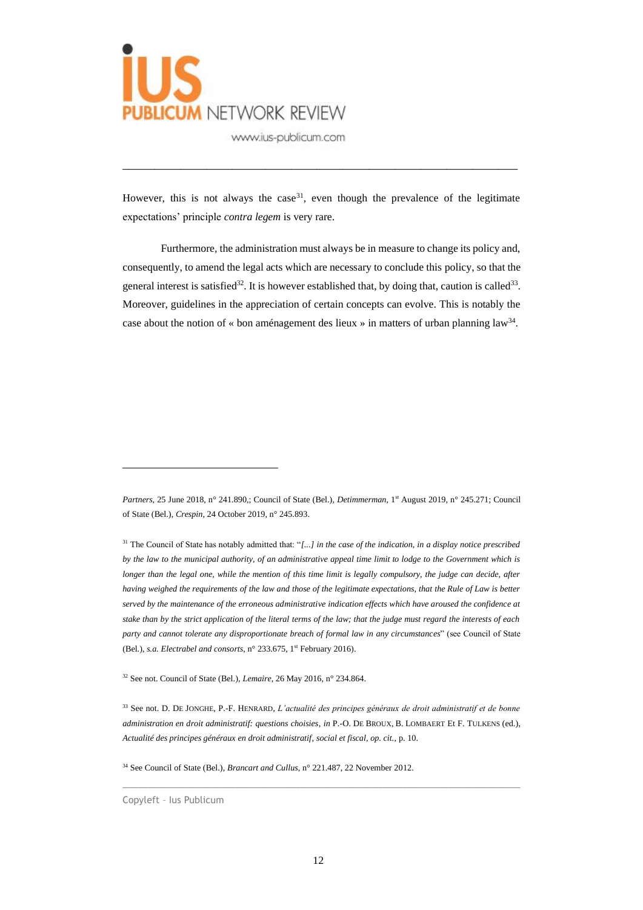However, this is not always the case[31], even though the prevalence of the legitimate expectations' principle *contra legem* is very rare.

Furthermore, the administration must always be in measure to change its policy and, consequently, to amend the legal acts which are necessary to conclude this policy, so that the general interest is satisfied[32]. It is however established that, by doing that, caution is called[33]. Moreover, guidelines in the appreciation of certain concepts can evolve. This is notably the case about the notion of « bon aménagement des lieux » in matters of urban planning law[34].

---

*Partners*, 25 June 2018, n° 241.890,; Council of State (Bel.), *Detimmerman*, 1st August 2019, n° 245.271; Council of State (Bel.), *Crespin*, 24 October 2019, n° 245.893.

[31] The Council of State has notably admitted that: "*[...] in the case of the indication, in a display notice prescribed by the law to the municipal authority, of an administrative appeal time limit to lodge to the Government which is longer than the legal one, while the mention of this time limit is legally compulsory, the judge can decide, after having weighed the requirements of the law and those of the legitimate expectations, that the Rule of Law is better served by the maintenance of the erroneous administrative indication effects which have aroused the confidence at stake than by the strict application of the literal terms of the law; that the judge must regard the interests of each party and cannot tolerate any disproportionate breach of formal law in any circumstances*" (see Council of State (Bel.), *s.a. Electrabel and consorts*, n° 233.675, 1st February 2016).

[32] See not. Council of State (Bel.), *Lemaire*, 26 May 2016, n° 234.864.

[33] See not. D. De Jonghe, P.-F. Henrard, *L'actualité des principes généraux de droit administratif et de bonne administration en droit administratif: questions choisies*, *in* P.-O. De Broux, B. Lombaert Et F. Tulkens (ed.), *Actualité des principes généraux en droit administratif, social et fiscal*, *op. cit.*, p. 10.

[34] See Council of State (Bel.), *Brancart and Cullus*, n° 221.487, 22 November 2012.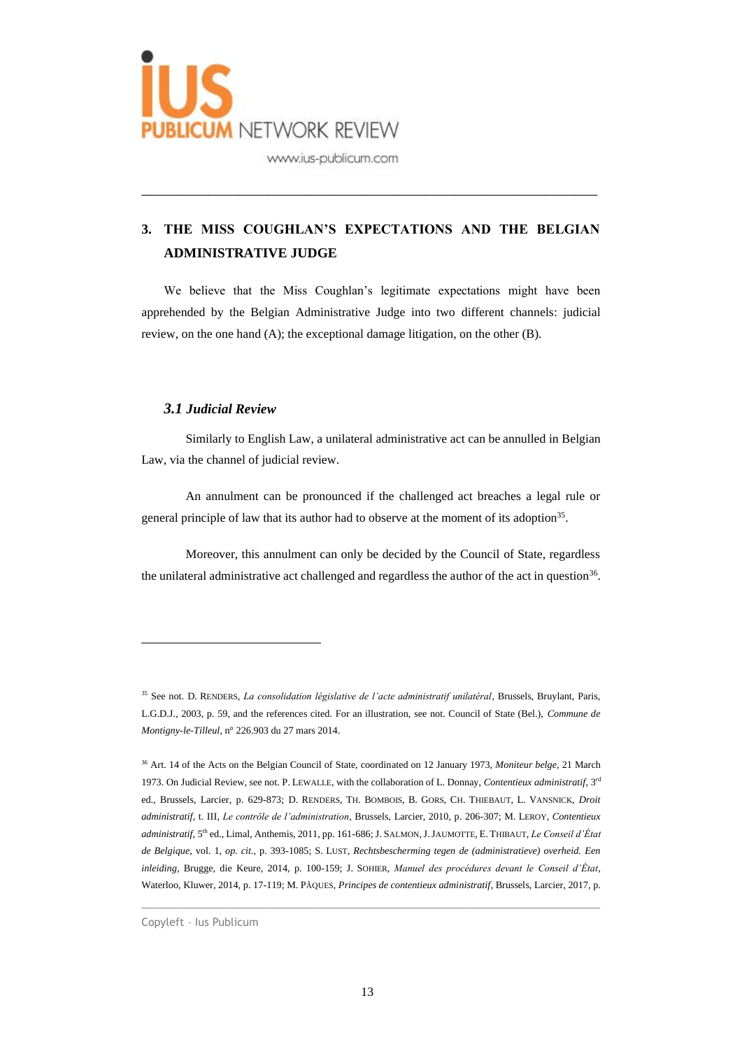## 3. THE MISS COUGHLAN'S EXPECTATIONS AND THE BELGIAN ADMINISTRATIVE JUDGE

We believe that the Miss Coughlan's legitimate expectations might have been apprehended by the Belgian Administrative Judge into two different channels: judicial review, on the one hand (A); the exceptional damage litigation, on the other (B).

### *3.1 Judicial Review*

Similarly to English Law, a unilateral administrative act can be annulled in Belgian Law, via the channel of judicial review.

An annulment can be pronounced if the challenged act breaches a legal rule or general principle of law that its author had to observe at the moment of its adoption[35].

Moreover, this annulment can only be decided by the Council of State, regardless the unilateral administrative act challenged and regardless the author of the act in question[36].

---

[35] See not. D. RENDERS, *La consolidation législative de l'acte administratif unilatéral*, Brussels, Bruylant, Paris, L.G.D.J., 2003, p. 59, and the references cited. For an illustration, see not. Council of State (Bel.), *Commune de Montigny-le-Tilleul*, n° 226.903 du 27 mars 2014.

[36] Art. 14 of the Acts on the Belgian Council of State, coordinated on 12 January 1973, *Moniteur belge*, 21 March 1973. On Judicial Review, see not. P. LEWALLE, with the collaboration of L. Donnay, *Contentieux administratif*, 3rd ed., Brussels, Larcier, p. 629-873; D. RENDERS, TH. BOMBOIS, B. GORS, CH. THIEBAUT, L. VANSNICK, *Droit administratif*, t. III, *Le contrôle de l'administration*, Brussels, Larcier, 2010, p. 206-307; M. LEROY, *Contentieux administratif*, 5th ed., Limal, Anthemis, 2011, pp. 161-686; J. SALMON, J. JAUMOTTE, E. THIBAUT, *Le Conseil d'État de Belgique*, vol. 1, *op. cit.*, p. 393-1085; S. LUST, *Rechtsbescherming tegen de (administratieve) overheid. Een inleiding*, Brugge, die Keure, 2014, p. 100-159; J. SOHIER, *Manuel des procédures devant le Conseil d'État*, Waterloo, Kluwer, 2014, p. 17-119; M. PÂQUES, *Principes de contentieux administratif*, Brussels, Larcier, 2017, p.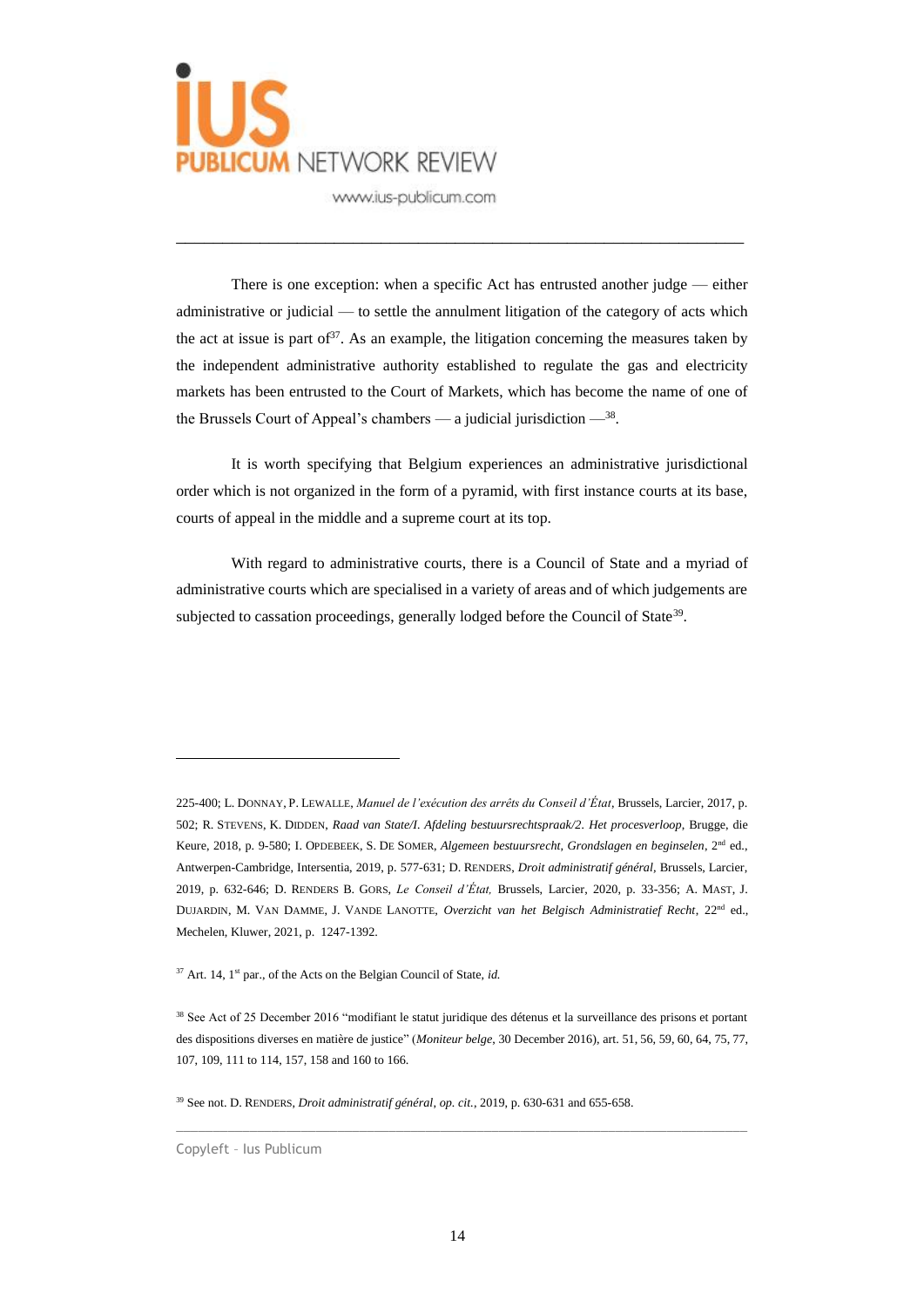There is one exception: when a specific Act has entrusted another judge — either administrative or judicial — to settle the annulment litigation of the category of acts which the act at issue is part of[37]. As an example, the litigation concerning the measures taken by the independent administrative authority established to regulate the gas and electricity markets has been entrusted to the Court of Markets, which has become the name of one of the Brussels Court of Appeal's chambers — a judicial jurisdiction —[38].

It is worth specifying that Belgium experiences an administrative jurisdictional order which is not organized in the form of a pyramid, with first instance courts at its base, courts of appeal in the middle and a supreme court at its top.

With regard to administrative courts, there is a Council of State and a myriad of administrative courts which are specialised in a variety of areas and of which judgements are subjected to cassation proceedings, generally lodged before the Council of State[39].

---

225-400; L. DONNAY, P. LEWALLE, *Manuel de l'exécution des arrêts du Conseil d'État*, Brussels, Larcier, 2017, p. 502; R. STEVENS, K. DIDDEN, *Raad van State/I. Afdeling bestuursrechtspraak/2. Het procesverloop*, Brugge, die Keure, 2018, p. 9-580; I. OPDEBEEK, S. DE SOMER, *Algemeen bestuursrecht, Grondslagen en beginselen*, 2nd ed., Antwerpen-Cambridge, Intersentia, 2019, p. 577-631; D. RENDERS, *Droit administratif général*, Brussels, Larcier, 2019, p. 632-646; D. RENDERS B. GORS, *Le Conseil d'État,* Brussels, Larcier, 2020, p. 33-356; A. MAST, J. DUJARDIN, M. VAN DAMME, J. VANDE LANOTTE, *Overzicht van het Belgisch Administratief Recht*, 22nd ed., Mechelen, Kluwer, 2021, p. 1247-1392.

[37] Art. 14, 1st par., of the Acts on the Belgian Council of State, *id.*

[38] See Act of 25 December 2016 "modifiant le statut juridique des détenus et la surveillance des prisons et portant des dispositions diverses en matière de justice" (*Moniteur belge*, 30 December 2016), art. 51, 56, 59, 60, 64, 75, 77, 107, 109, 111 to 114, 157, 158 and 160 to 166.

[39] See not. D. RENDERS, *Droit administratif général*, *op. cit.*, 2019, p. 630-631 and 655-658.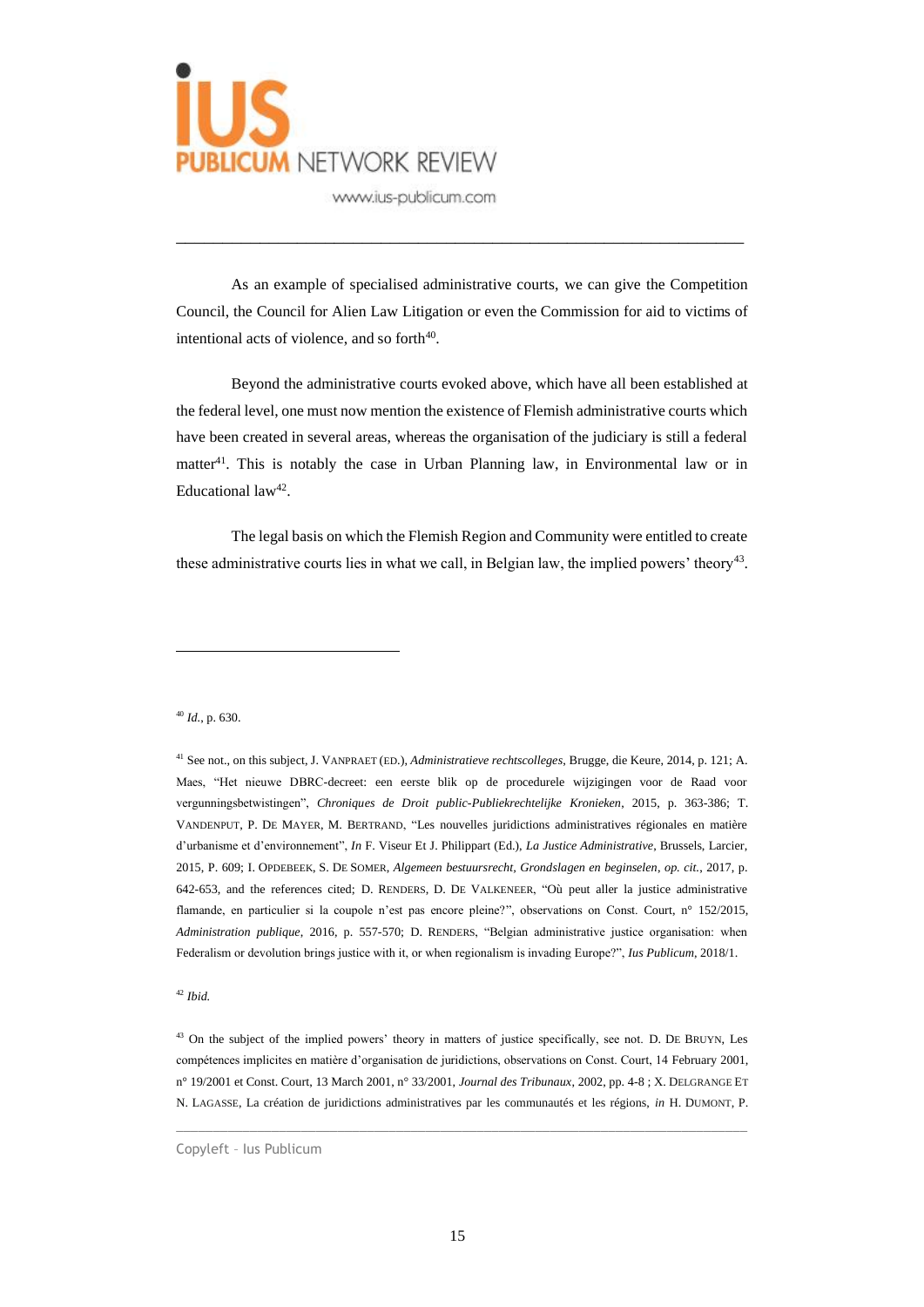As an example of specialised administrative courts, we can give the Competition Council, the Council for Alien Law Litigation or even the Commission for aid to victims of intentional acts of violence, and so forth[40].

Beyond the administrative courts evoked above, which have all been established at the federal level, one must now mention the existence of Flemish administrative courts which have been created in several areas, whereas the organisation of the judiciary is still a federal matter[41]. This is notably the case in Urban Planning law, in Environmental law or in Educational law[42].

The legal basis on which the Flemish Region and Community were entitled to create these administrative courts lies in what we call, in Belgian law, the implied powers' theory[43].

---

[40] *Id.*, p. 630.

[41] See not., on this subject, J. VANPRAET (ED.), *Administratieve rechtscolleges*, Brugge, die Keure, 2014, p. 121; A. Maes, "Het nieuwe DBRC-decreet: een eerste blik op de procedurele wijzigingen voor de Raad voor vergunningsbetwistingen", *Chroniques de Droit public-Publiekrechtelijke Kronieken*, 2015, p. 363-386; T. VANDENPUT, P. DE MAYER, M. BERTRAND, "Les nouvelles juridictions administratives régionales en matière d'urbanisme et d'environnement", *In* F. Viseur Et J. Philippart (Ed.), *La Justice Administrative*, Brussels, Larcier, 2015, P. 609; I. OPDEBEEK, S. DE SOMER, *Algemeen bestuursrecht, Grondslagen en beginselen*, *op. cit.*, 2017, p. 642-653, and the references cited; D. RENDERS, D. DE VALKENEER, "Où peut aller la justice administrative flamande, en particulier si la coupole n'est pas encore pleine?", observations on Const. Court, n° 152/2015, *Administration publique*, 2016, p. 557-570; D. RENDERS, "Belgian administrative justice organisation: when Federalism or devolution brings justice with it, or when regionalism is invading Europe?", *Ius Publicum*, 2018/1.

[42] *Ibid.*

[43] On the subject of the implied powers' theory in matters of justice specifically, see not. D. DE BRUYN, Les compétences implicites en matière d'organisation de juridictions, observations on Const. Court, 14 February 2001, n° 19/2001 et Const. Court, 13 March 2001, n° 33/2001, *Journal des Tribunaux*, 2002, pp. 4-8 ; X. DELGRANGE ET N. LAGASSE, La création de juridictions administratives par les communautés et les régions, *in* H. DUMONT, P.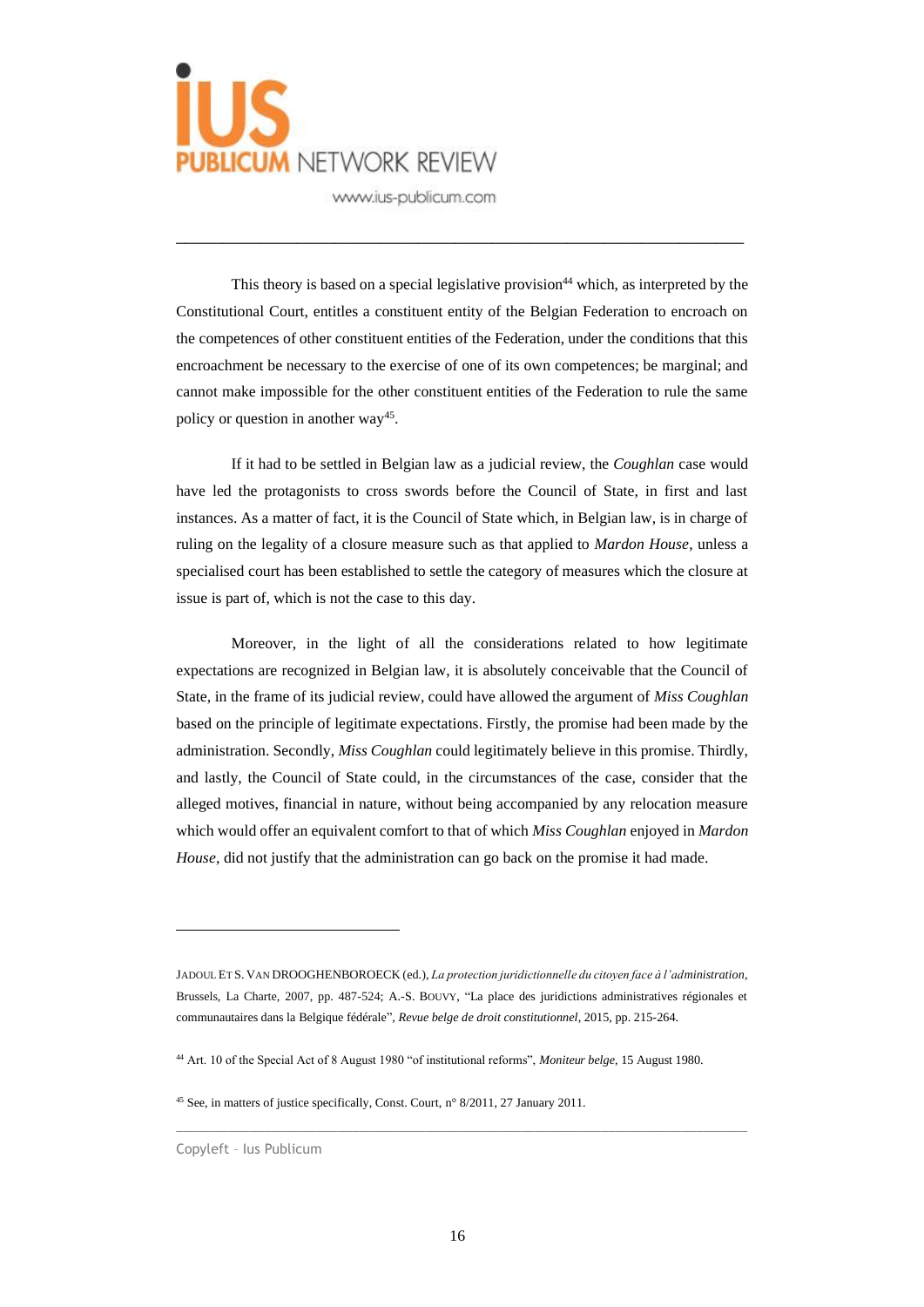This theory is based on a special legislative provision[44] which, as interpreted by the Constitutional Court, entitles a constituent entity of the Belgian Federation to encroach on the competences of other constituent entities of the Federation, under the conditions that this encroachment be necessary to the exercise of one of its own competences; be marginal; and cannot make impossible for the other constituent entities of the Federation to rule the same policy or question in another way[45].

If it had to be settled in Belgian law as a judicial review, the *Coughlan* case would have led the protagonists to cross swords before the Council of State, in first and last instances. As a matter of fact, it is the Council of State which, in Belgian law, is in charge of ruling on the legality of a closure measure such as that applied to *Mardon House*, unless a specialised court has been established to settle the category of measures which the closure at issue is part of, which is not the case to this day.

Moreover, in the light of all the considerations related to how legitimate expectations are recognized in Belgian law, it is absolutely conceivable that the Council of State, in the frame of its judicial review, could have allowed the argument of *Miss Coughlan* based on the principle of legitimate expectations. Firstly, the promise had been made by the administration. Secondly, *Miss Coughlan* could legitimately believe in this promise. Thirdly, and lastly, the Council of State could, in the circumstances of the case, consider that the alleged motives, financial in nature, without being accompanied by any relocation measure which would offer an equivalent comfort to that of which *Miss Coughlan* enjoyed in *Mardon House*, did not justify that the administration can go back on the promise it had made.

---

JADOUL ET S. VAN DROOGHENBOROECK (ed.), *La protection juridictionnelle du citoyen face à l'administration*, Brussels, La Charte, 2007, pp. 487-524; A.-S. BOUVY, "La place des juridictions administratives régionales et communautaires dans la Belgique fédérale", *Revue belge de droit constitutionnel*, 2015, pp. 215-264.

[44] Art. 10 of the Special Act of 8 August 1980 "of institutional reforms", *Moniteur belge*, 15 August 1980.

[45] See, in matters of justice specifically, Const. Court, n° 8/2011, 27 January 2011.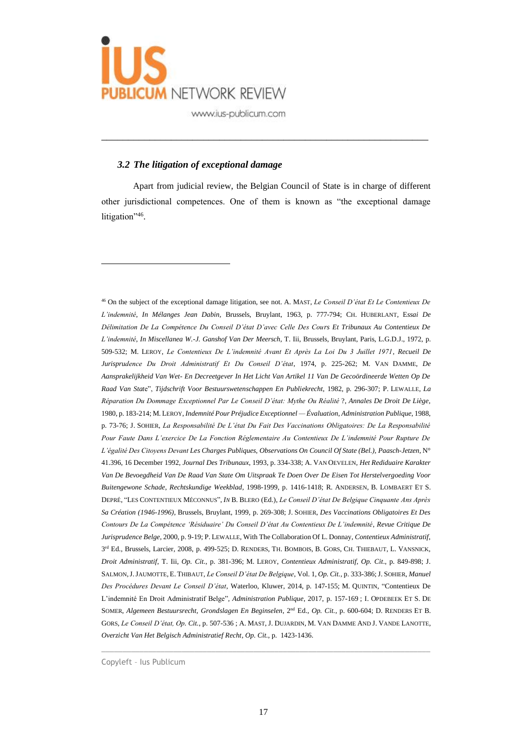### *3.2 The litigation of exceptional damage*

Apart from judicial review, the Belgian Council of State is in charge of different other jurisdictional competences. One of them is known as "the exceptional damage litigation"[46].

---

[46] On the subject of the exceptional damage litigation, see not. A. MAST, *Le Conseil D'état Et Le Contentieux De L'indemnité*, *In Mélanges Jean Dabin*, Brussels, Bruylant, 1963, p. 777-794; CH. HUBERLANT, E*ssai De Délimitation De La Compétence Du Conseil D'état D'avec Celle Des Cours Et Tribunaux Au Contentieux De L'indemnité*, *In Miscellanea W.-J. Ganshof Van Der Meersch*, T. Iii, Brussels, Bruylant, Paris, L.G.D.J., 1972, p. 509-532; M. LEROY, *Le Contentieux De L'indemnité Avant Et Après La Loi Du 3 Juillet 1971*, *Recueil De Jurisprudence Du Droit Administratif Et Du Conseil D'état*, 1974, p. 225-262; M. VAN DAMME, *De Aansprakelijkheid Van Wet- En Decreetgever In Het Licht Van Artikel 11 Van De Gecoördineerde Wetten Op De Raad Van State*", *Tijdschrift Voor Bestuurswetenschappen En Publiekrecht*, 1982, p. 296-307; P. LEWALLE, *La Réparation Du Dommage Exceptionnel Par Le Conseil D'état: Mythe Ou Réalité* ?, *Annales De Droit De Liège*, 1980, p. 183-214; M. LEROY, *Indemnité Pour Préjudice Exceptionnel — Évaluation*, *Administration Publique*, 1988, p. 73-76; J. SOHIER, *La Responsabilité De L'état Du Fait Des Vaccinations Obligatoires: De La Responsabilité Pour Faute Dans L'exercice De La Fonction Réglementaire Au Contentieux De L'indemnité Pour Rupture De L'égalité Des Citoyens Devant Les Charges Publiques, Observations On Council Of State (Bel.), Paasch-Jetzen*, N° 41.396, 16 December 1992, *Journal Des Tribunaux*, 1993, p. 334-338; A. VAN OEVELEN, *Het Rediduaire Karakter Van De Bevoegdheid Van De Raad Van State Om Uitspraak Te Doen Over De Eisen Tot Herstelvergoeding Voor Buitengewone Schade*, *Rechtskundige Weekblad*, 1998-1999, p. 1416-1418; R. ANDERSEN, B. LOMBAERT ET S. DEPRÉ, "LES CONTENTIEUX MÉCONNUS", *IN* B. BLERO (Ed.), *Le Conseil D'état De Belgique Cinquante Ans Après Sa Création (1946-1996)*, Brussels, Bruylant, 1999, p. 269-308; J. SOHIER, *Des Vaccinations Obligatoires Et Des Contours De La Compétence 'Résiduaire' Du Conseil D'état Au Contentieux De L'indemnité*, *Revue Critique De Jurisprudence Belge*, 2000, p. 9-19; P. LEWALLE, With The Collaboration Of L. Donnay, *Contentieux Administratif*, 3rd Ed., Brussels, Larcier, 2008, p. 499-525; D. RENDERS, TH. BOMBOIS, B. GORS, CH. THIEBAUT, L. VANSNICK, *Droit Administratif*, T. Iii, *Op. Cit*., p. 381-396; M. LEROY, *Contentieux Administratif*, *Op. Cit*., p. 849-898; J. SALMON, J. JAUMOTTE, E. THIBAUT, *Le Conseil D'état De Belgique*, Vol. 1, *Op. Cit.*, p. 333-386; J. SOHIER, *Manuel Des Procédures Devant Le Conseil D'état*, Waterloo, Kluwer, 2014, p. 147-155; M. QUINTIN, "Contentieux De L'indemnité En Droit Administratif Belge", *Administration Publique*, 2017, p. 157-169 ; I. OPDEBEEK ET S. DE SOMER, *Algemeen Bestuursrecht, Grondslagen En Beginselen*, 2nd Ed., *Op. Cit.*, p. 600-604; D. RENDERS ET B. GORS, *Le Conseil D'état, Op. Cit.*, p. 507-536 ; A. MAST, J. DUJARDIN, M. VAN DAMME AND J. VANDE LANOTTE, *Overzicht Van Het Belgisch Administratief Recht*, *Op. Cit.*, p. 1423-1436.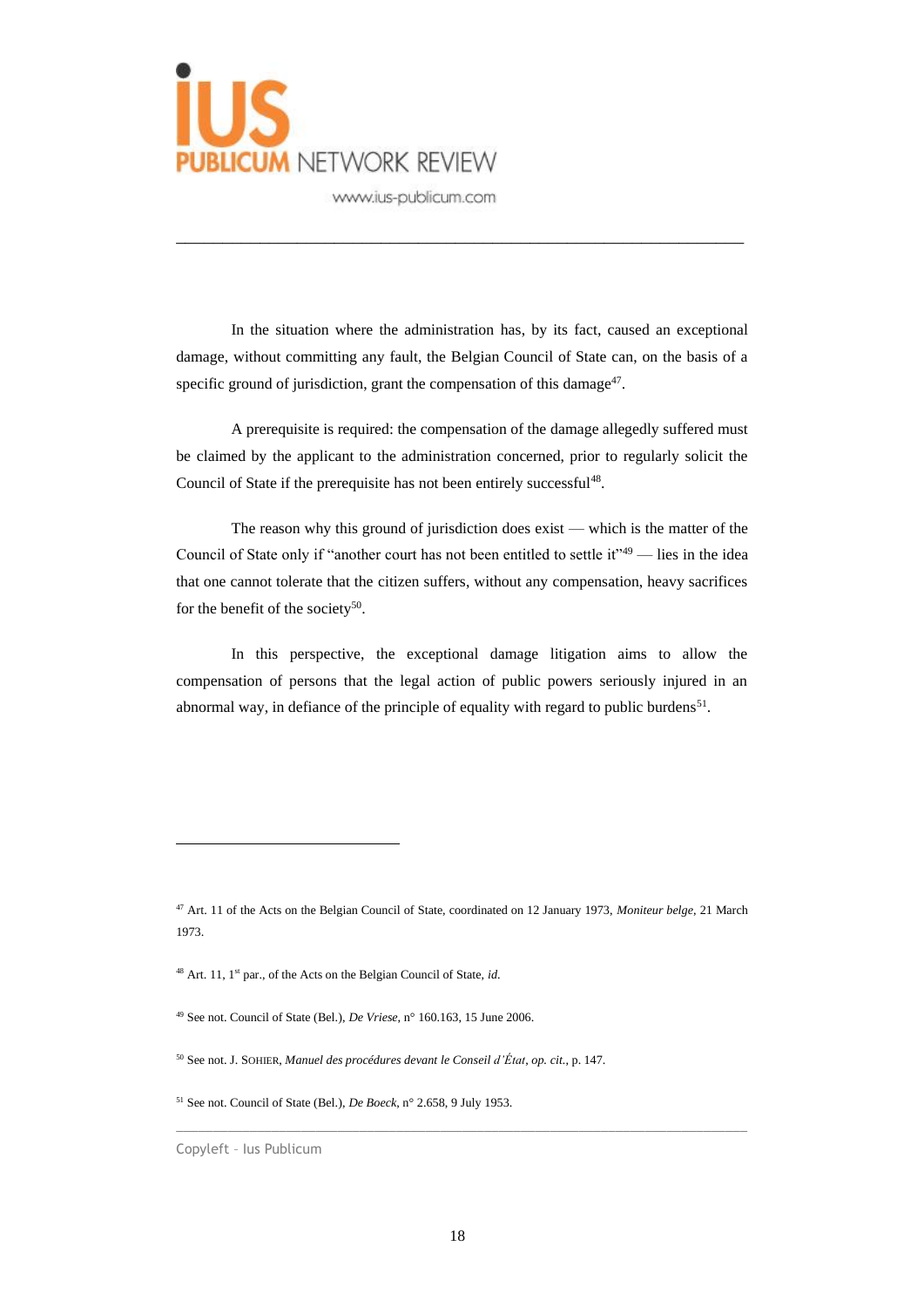In the situation where the administration has, by its fact, caused an exceptional damage, without committing any fault, the Belgian Council of State can, on the basis of a specific ground of jurisdiction, grant the compensation of this damage[47].

A prerequisite is required: the compensation of the damage allegedly suffered must be claimed by the applicant to the administration concerned, prior to regularly solicit the Council of State if the prerequisite has not been entirely successful[48].

The reason why this ground of jurisdiction does exist — which is the matter of the Council of State only if "another court has not been entitled to settle it"[49] — lies in the idea that one cannot tolerate that the citizen suffers, without any compensation, heavy sacrifices for the benefit of the society[50].

In this perspective, the exceptional damage litigation aims to allow the compensation of persons that the legal action of public powers seriously injured in an abnormal way, in defiance of the principle of equality with regard to public burdens[51].

---

[47] Art. 11 of the Acts on the Belgian Council of State, coordinated on 12 January 1973, *Moniteur belge*, 21 March 1973.

[48] Art. 11, 1st par., of the Acts on the Belgian Council of State, *id.*

[49] See not. Council of State (Bel.), *De Vriese*, n° 160.163, 15 June 2006.

[50] See not. J. SOHIER, *Manuel des procédures devant le Conseil d'État*, *op. cit.*, p. 147.

[51] See not. Council of State (Bel.), *De Boeck*, n° 2.658, 9 July 1953.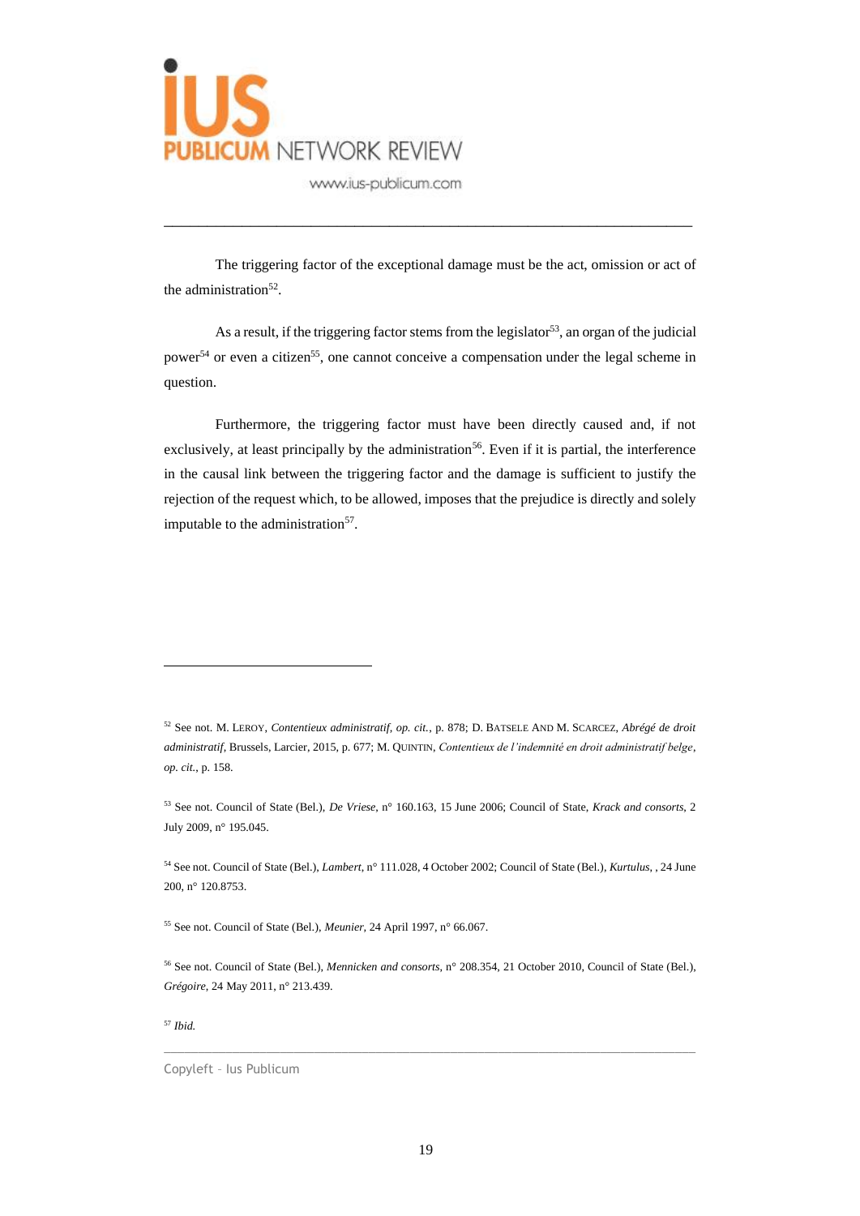The triggering factor of the exceptional damage must be the act, omission or act of the administration[52].

As a result, if the triggering factor stems from the legislator[53], an organ of the judicial power[54] or even a citizen[55], one cannot conceive a compensation under the legal scheme in question.

Furthermore, the triggering factor must have been directly caused and, if not exclusively, at least principally by the administration[56]. Even if it is partial, the interference in the causal link between the triggering factor and the damage is sufficient to justify the rejection of the request which, to be allowed, imposes that the prejudice is directly and solely imputable to the administration[57].

---

[52] See not. M. LEROY, *Contentieux administratif*, *op. cit.*, p. 878; D. BATSELE AND M. SCARCEZ, *Abrégé de droit administratif*, Brussels, Larcier, 2015, p. 677; M. QUINTIN, *Contentieux de l'indemnité en droit administratif belge*, *op. cit.*, p. 158.

[53] See not. Council of State (Bel.), *De Vriese*, n° 160.163, 15 June 2006; Council of State, *Krack and consorts*, 2 July 2009, n° 195.045.

[54] See not. Council of State (Bel.), *Lambert*, n° 111.028, 4 October 2002; Council of State (Bel.), *Kurtulus*, , 24 June 200, n° 120.8753.

[55] See not. Council of State (Bel.), *Meunier*, 24 April 1997, n° 66.067.

[56] See not. Council of State (Bel.), *Mennicken and consorts*, n° 208.354, 21 October 2010, Council of State (Bel.), *Grégoire*, 24 May 2011, n° 213.439.

[57] *Ibid.*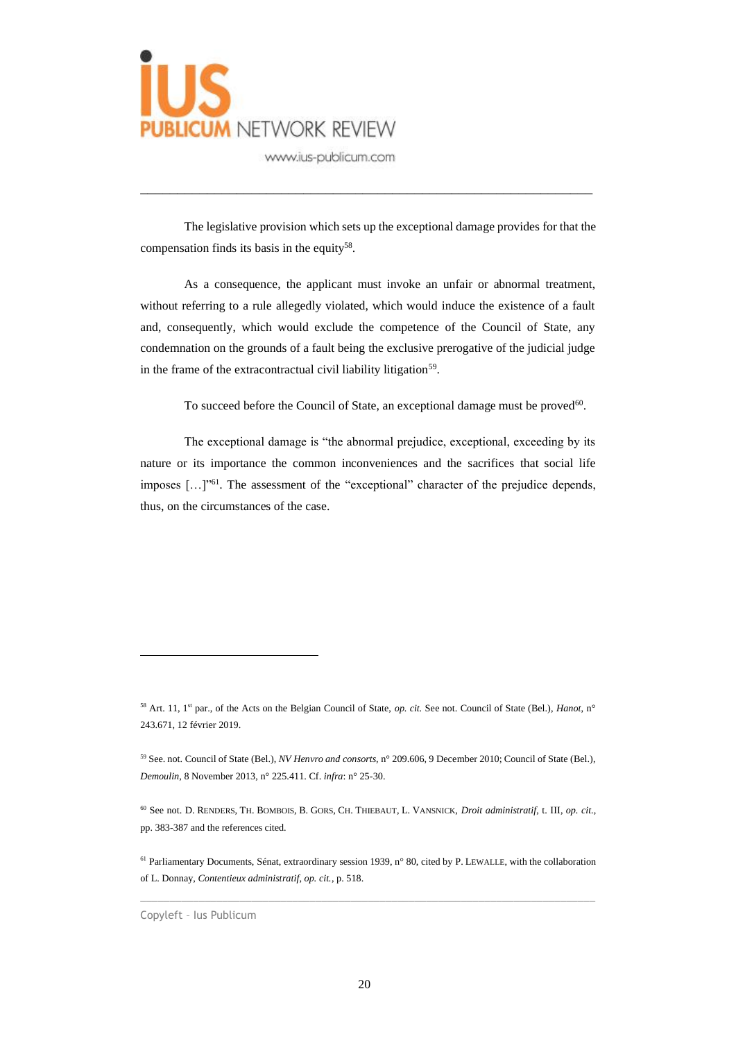The legislative provision which sets up the exceptional damage provides for that the compensation finds its basis in the equity[58].

As a consequence, the applicant must invoke an unfair or abnormal treatment, without referring to a rule allegedly violated, which would induce the existence of a fault and, consequently, which would exclude the competence of the Council of State, any condemnation on the grounds of a fault being the exclusive prerogative of the judicial judge in the frame of the extracontractual civil liability litigation[59].

To succeed before the Council of State, an exceptional damage must be proved[60].

The exceptional damage is "the abnormal prejudice, exceptional, exceeding by its nature or its importance the common inconveniences and the sacrifices that social life imposes […]"[61]. The assessment of the "exceptional" character of the prejudice depends, thus, on the circumstances of the case.

---

[58] Art. 11, 1st par., of the Acts on the Belgian Council of State, *op. cit.* See not. Council of State (Bel.), *Hanot*, n° 243.671, 12 février 2019.

[59] See. not. Council of State (Bel.), *NV Henvro and consorts*, n° 209.606, 9 December 2010; Council of State (Bel.), *Demoulin*, 8 November 2013, n° 225.411. Cf. *infra*: n° 25-30.

[60] See not. D. RENDERS, TH. BOMBOIS, B. GORS, CH. THIEBAUT, L. VANSNICK, *Droit administratif*, t. III, *op. cit.*, pp. 383-387 and the references cited.

[61] Parliamentary Documents, Sénat, extraordinary session 1939, n° 80, cited by P. LEWALLE, with the collaboration of L. Donnay, *Contentieux administratif*, *op. cit.*, p. 518.

Copyleft – Ius Publicum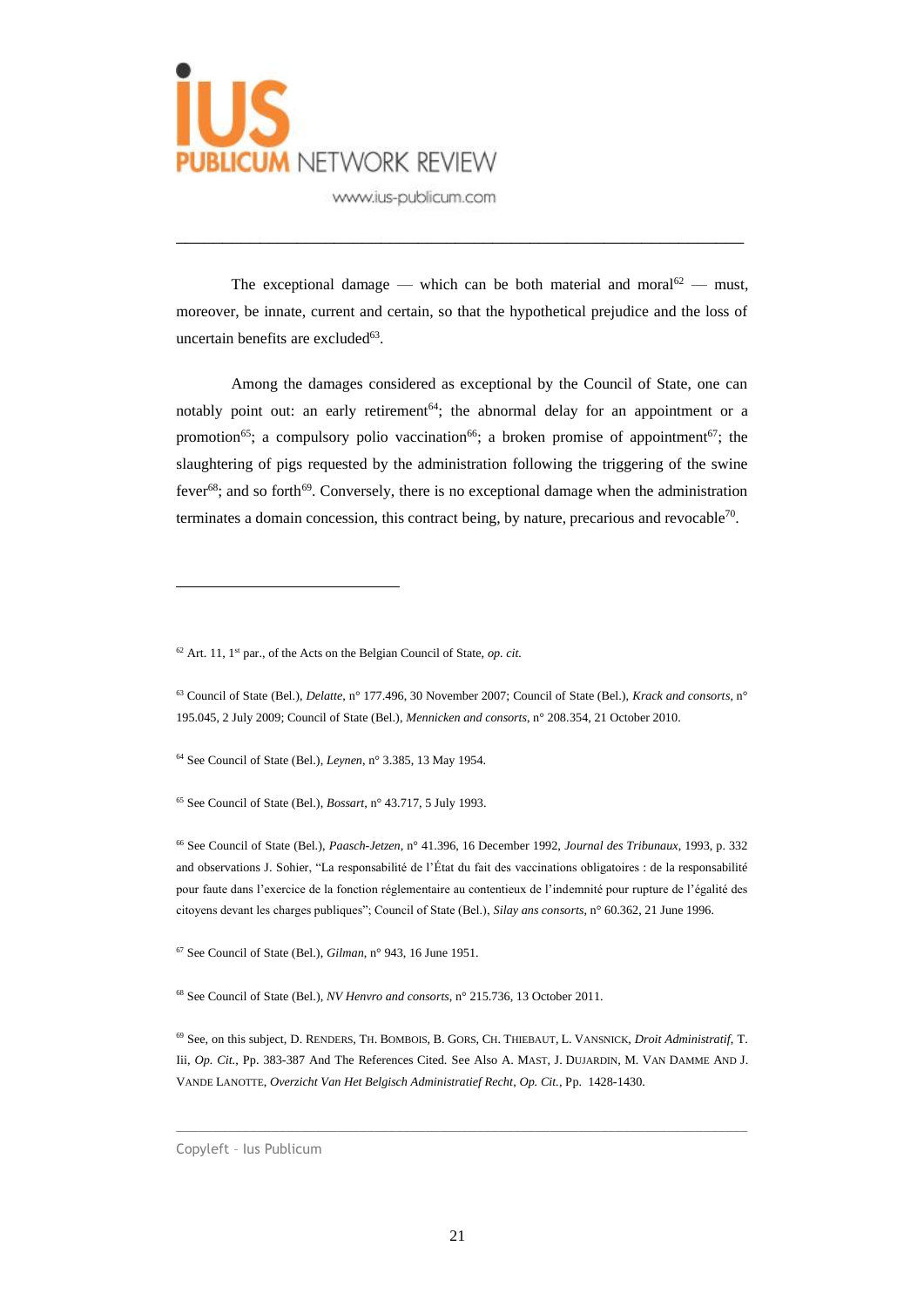The exceptional damage — which can be both material and moral[62] — must, moreover, be innate, current and certain, so that the hypothetical prejudice and the loss of uncertain benefits are excluded[63].

Among the damages considered as exceptional by the Council of State, one can notably point out: an early retirement[64]; the abnormal delay for an appointment or a promotion[65]; a compulsory polio vaccination[66]; a broken promise of appointment[67]; the slaughtering of pigs requested by the administration following the triggering of the swine fever[68]; and so forth[69]. Conversely, there is no exceptional damage when the administration terminates a domain concession, this contract being, by nature, precarious and revocable[70].

---

[62] Art. 11, 1st par., of the Acts on the Belgian Council of State, *op. cit.*

[63] Council of State (Bel.), *Delatte*, n° 177.496, 30 November 2007; Council of State (Bel.), *Krack and consorts*, n° 195.045, 2 July 2009; Council of State (Bel.), *Mennicken and consorts*, n° 208.354, 21 October 2010.

[64] See Council of State (Bel.), *Leynen*, n° 3.385, 13 May 1954.

[65] See Council of State (Bel.), *Bossart*, n° 43.717, 5 July 1993.

[66] See Council of State (Bel.), *Paasch-Jetzen*, n° 41.396, 16 December 1992, *Journal des Tribunaux*, 1993, p. 332 and observations J. Sohier, "La responsabilité de l'État du fait des vaccinations obligatoires : de la responsabilité pour faute dans l'exercice de la fonction réglementaire au contentieux de l'indemnité pour rupture de l'égalité des citoyens devant les charges publiques"; Council of State (Bel.), *Silay ans consorts*, n° 60.362, 21 June 1996.

[67] See Council of State (Bel.), *Gilman*, n° 943, 16 June 1951.

[68] See Council of State (Bel.), *NV Henvro and consorts*, n° 215.736, 13 October 2011.

[69] See, on this subject, D. Renders, Th. Bombois, B. Gors, Ch. Thiebaut, L. Vansnick, *Droit Administratif*, T. Iii, *Op. Cit.*, Pp. 383-387 And The References Cited. See Also A. Mast, J. Dujardin, M. Van Damme And J. Vande Lanotte, *Overzicht Van Het Belgisch Administratief Recht*, *Op. Cit.*, Pp. 1428-1430.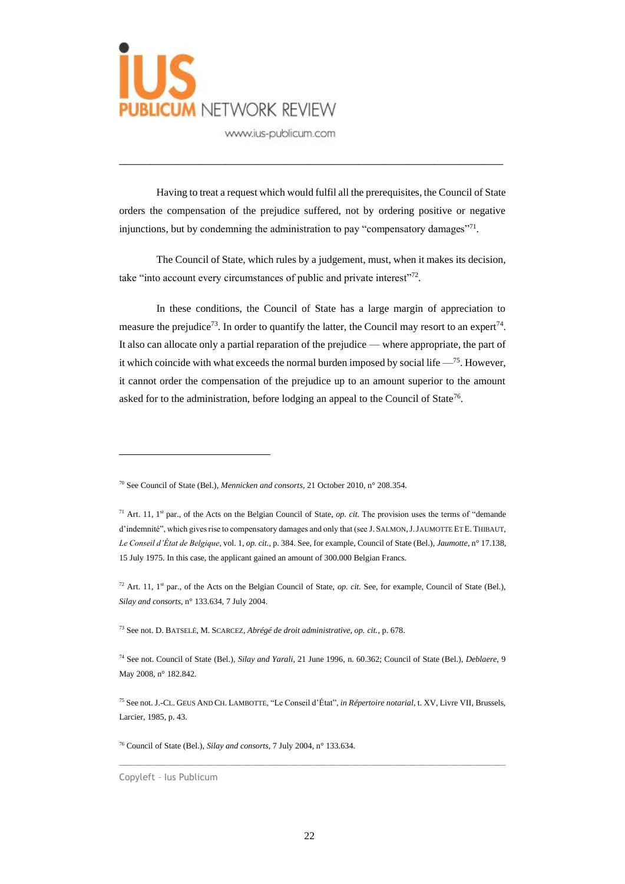Having to treat a request which would fulfil all the prerequisites, the Council of State orders the compensation of the prejudice suffered, not by ordering positive or negative injunctions, but by condemning the administration to pay "compensatory damages"[71].

The Council of State, which rules by a judgement, must, when it makes its decision, take "into account every circumstances of public and private interest"[72].

In these conditions, the Council of State has a large margin of appreciation to measure the prejudice[73]. In order to quantify the latter, the Council may resort to an expert[74]. It also can allocate only a partial reparation of the prejudice — where appropriate, the part of it which coincide with what exceeds the normal burden imposed by social life —[75]. However, it cannot order the compensation of the prejudice up to an amount superior to the amount asked for to the administration, before lodging an appeal to the Council of State[76].

---

[70] See Council of State (Bel.), *Mennicken and consorts*, 21 October 2010, n° 208.354.

[71] Art. 11, 1st par., of the Acts on the Belgian Council of State, *op. cit.* The provision uses the terms of "demande d'indemnité", which gives rise to compensatory damages and only that (see J. SALMON, J. JAUMOTTE ET E. THIBAUT, *Le Conseil d'État de Belgique*, vol. 1, *op. cit.*, p. 384. See, for example, Council of State (Bel.), *Jaumotte*, n° 17.138, 15 July 1975. In this case, the applicant gained an amount of 300.000 Belgian Francs.

[72] Art. 11, 1st par., of the Acts on the Belgian Council of State, *op. cit.* See, for example, Council of State (Bel.), *Silay and consorts*, n° 133.634, 7 July 2004.

[73] See not. D. BATSELÉ, M. SCARCEZ, *Abrégé de droit administrative*, *op. cit.*, p. 678.

[74] See not. Council of State (Bel.), *Silay and Yarali*, 21 June 1996, n. 60.362; Council of State (Bel.), *Deblaere*, 9 May 2008, n° 182.842.

[75] See not. J.-CL. GEUS AND CH. LAMBOTTE, "Le Conseil d'État", *in Répertoire notarial*, t. XV, Livre VII, Brussels, Larcier, 1985, p. 43.

[76] Council of State (Bel.), *Silay and consorts*, 7 July 2004, n° 133.634.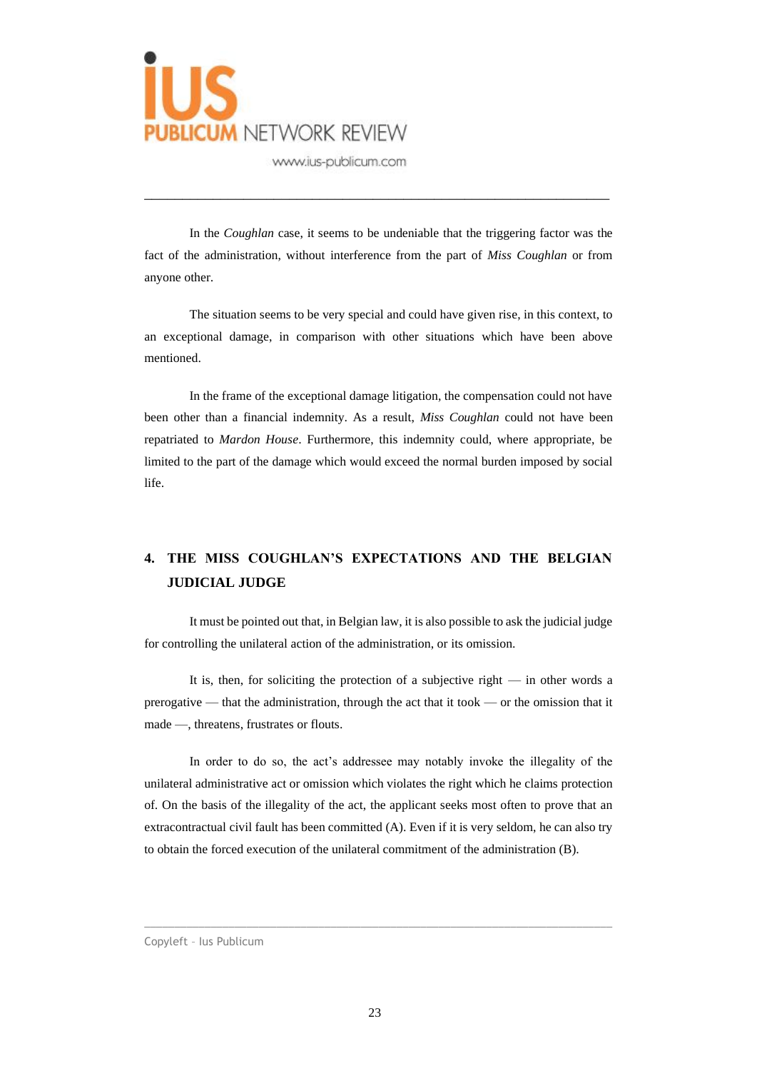In the *Coughlan* case, it seems to be undeniable that the triggering factor was the fact of the administration, without interference from the part of *Miss Coughlan* or from anyone other.

The situation seems to be very special and could have given rise, in this context, to an exceptional damage, in comparison with other situations which have been above mentioned.

In the frame of the exceptional damage litigation, the compensation could not have been other than a financial indemnity. As a result, *Miss Coughlan* could not have been repatriated to *Mardon House*. Furthermore, this indemnity could, where appropriate, be limited to the part of the damage which would exceed the normal burden imposed by social life.

## 4. THE MISS COUGHLAN'S EXPECTATIONS AND THE BELGIAN JUDICIAL JUDGE

It must be pointed out that, in Belgian law, it is also possible to ask the judicial judge for controlling the unilateral action of the administration, or its omission.

It is, then, for soliciting the protection of a subjective right — in other words a prerogative — that the administration, through the act that it took — or the omission that it made —, threatens, frustrates or flouts.

In order to do so, the act's addressee may notably invoke the illegality of the unilateral administrative act or omission which violates the right which he claims protection of. On the basis of the illegality of the act, the applicant seeks most often to prove that an extracontractual civil fault has been committed (A). Even if it is very seldom, he can also try to obtain the forced execution of the unilateral commitment of the administration (B).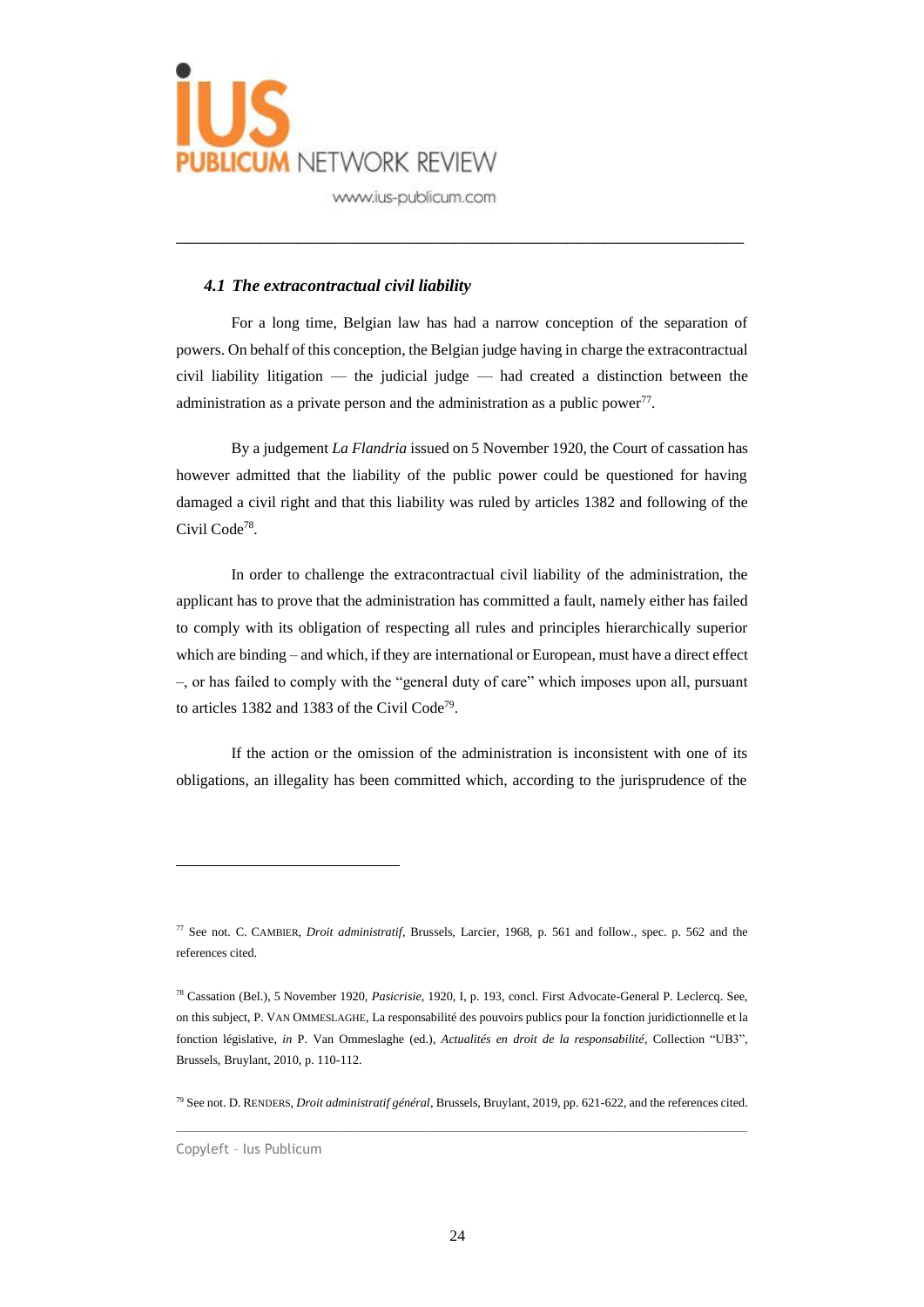### *4.1 The extracontractual civil liability*

For a long time, Belgian law has had a narrow conception of the separation of powers. On behalf of this conception, the Belgian judge having in charge the extracontractual civil liability litigation — the judicial judge — had created a distinction between the administration as a private person and the administration as a public power[77].

By a judgement *La Flandria* issued on 5 November 1920, the Court of cassation has however admitted that the liability of the public power could be questioned for having damaged a civil right and that this liability was ruled by articles 1382 and following of the Civil Code[78].

In order to challenge the extracontractual civil liability of the administration, the applicant has to prove that the administration has committed a fault, namely either has failed to comply with its obligation of respecting all rules and principles hierarchically superior which are binding – and which, if they are international or European, must have a direct effect –, or has failed to comply with the "general duty of care" which imposes upon all, pursuant to articles 1382 and 1383 of the Civil Code[79].

If the action or the omission of the administration is inconsistent with one of its obligations, an illegality has been committed which, according to the jurisprudence of the

---

[77] See not. C. CAMBIER, *Droit administratif*, Brussels, Larcier, 1968, p. 561 and follow., spec. p. 562 and the references cited.

[78] Cassation (Bel.), 5 November 1920, *Pasicrisie*, 1920, I, p. 193, concl. First Advocate-General P. Leclercq. See, on this subject, P. VAN OMMESLAGHE, La responsabilité des pouvoirs publics pour la fonction juridictionnelle et la fonction législative, *in* P. Van Ommeslaghe (ed.), *Actualités en droit de la responsabilité*, Collection "UB3", Brussels, Bruylant, 2010, p. 110-112.

[79] See not. D. RENDERS, *Droit administratif général*, Brussels, Bruylant, 2019, pp. 621-622, and the references cited.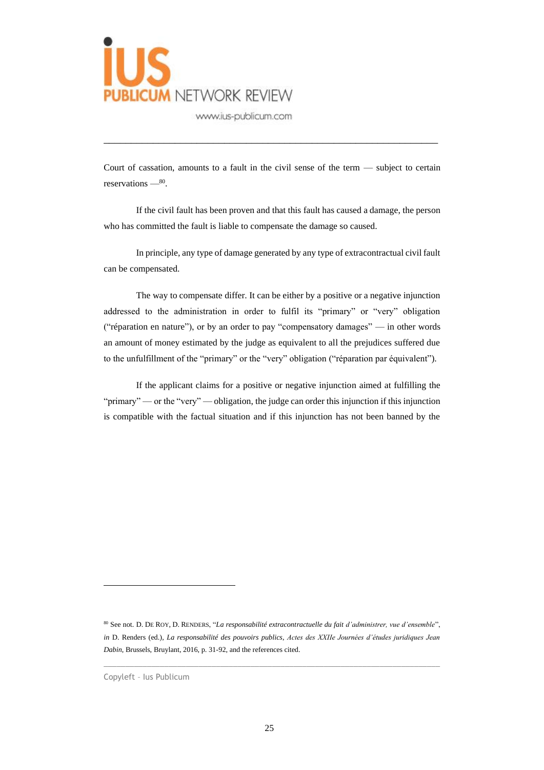Court of cassation, amounts to a fault in the civil sense of the term — subject to certain reservations —[80].

If the civil fault has been proven and that this fault has caused a damage, the person who has committed the fault is liable to compensate the damage so caused.

In principle, any type of damage generated by any type of extracontractual civil fault can be compensated.

The way to compensate differ. It can be either by a positive or a negative injunction addressed to the administration in order to fulfil its "primary" or "very" obligation ("réparation en nature"), or by an order to pay "compensatory damages" — in other words an amount of money estimated by the judge as equivalent to all the prejudices suffered due to the unfulfillment of the "primary" or the "very" obligation ("réparation par équivalent").

If the applicant claims for a positive or negative injunction aimed at fulfilling the "primary" — or the "very" — obligation, the judge can order this injunction if this injunction is compatible with the factual situation and if this injunction has not been banned by the

---

[80] See not. D. De Roy, D. Renders, "*La responsabilité extracontractuelle du fait d'administrer, vue d'ensemble*", *in* D. Renders (ed.), *La responsabilité des pouvoirs publics*, *Actes des XXIIe Journées d'études juridiques Jean Dabin*, Brussels, Bruylant, 2016, p. 31-92, and the references cited.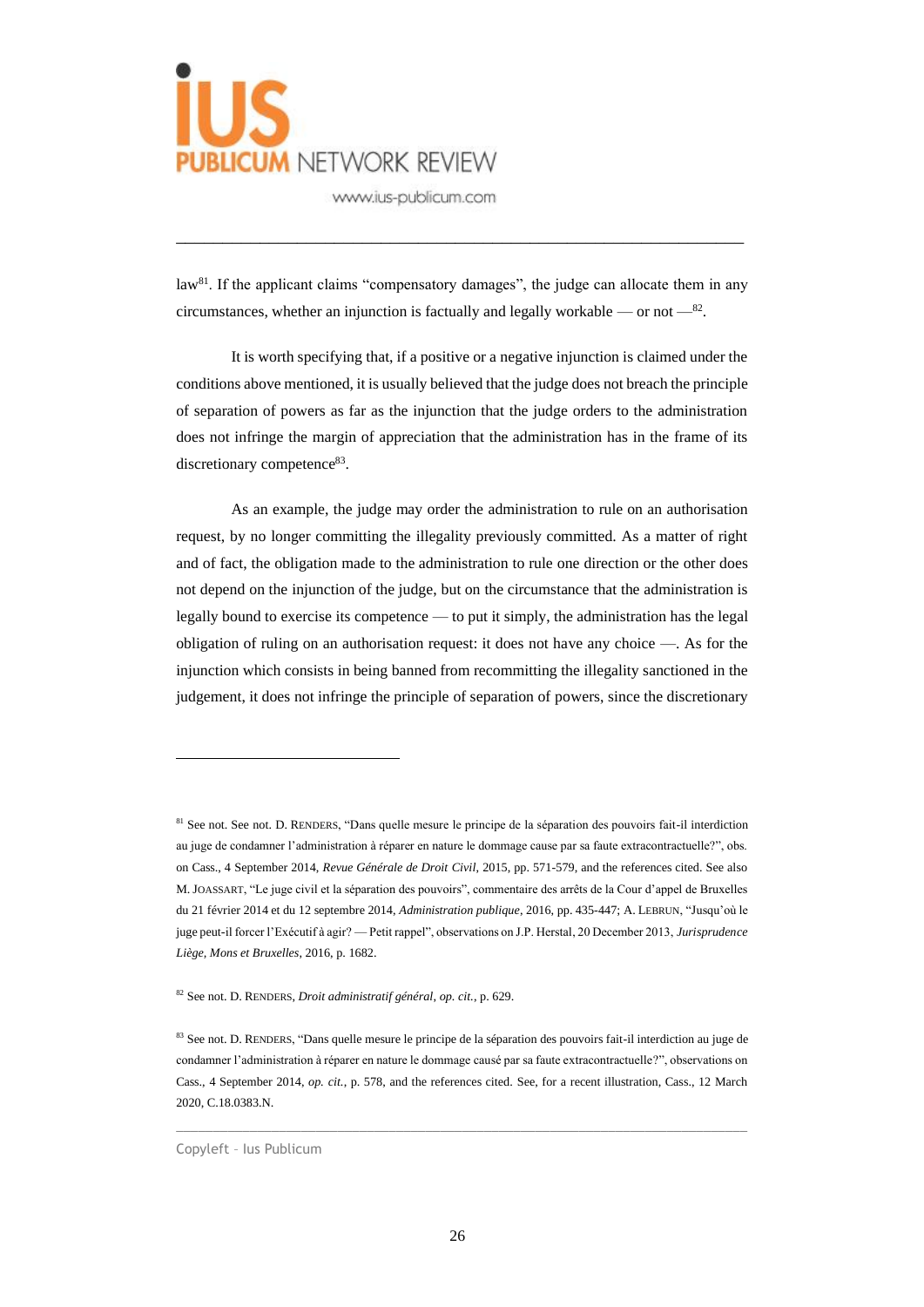law[81]. If the applicant claims "compensatory damages", the judge can allocate them in any circumstances, whether an injunction is factually and legally workable — or not —[82].

It is worth specifying that, if a positive or a negative injunction is claimed under the conditions above mentioned, it is usually believed that the judge does not breach the principle of separation of powers as far as the injunction that the judge orders to the administration does not infringe the margin of appreciation that the administration has in the frame of its discretionary competence[83].

As an example, the judge may order the administration to rule on an authorisation request, by no longer committing the illegality previously committed. As a matter of right and of fact, the obligation made to the administration to rule one direction or the other does not depend on the injunction of the judge, but on the circumstance that the administration is legally bound to exercise its competence — to put it simply, the administration has the legal obligation of ruling on an authorisation request: it does not have any choice —. As for the injunction which consists in being banned from recommitting the illegality sanctioned in the judgement, it does not infringe the principle of separation of powers, since the discretionary

---

[81] See not. See not. D. Renders, "Dans quelle mesure le principe de la séparation des pouvoirs fait-il interdiction au juge de condamner l'administration à réparer en nature le dommage causé par sa faute extracontractuelle?", obs. on Cass., 4 September 2014, *Revue Générale de Droit Civil*, 2015, pp. 571-579, and the references cited. See also M. Joassart, "Le juge civil et la séparation des pouvoirs", commentaire des arrêts de la Cour d'appel de Bruxelles du 21 février 2014 et du 12 septembre 2014, *Administration publique*, 2016, pp. 435-447; A. Lebrun, "Jusqu'où le juge peut-il forcer l'Exécutif à agir? — Petit rappel", observations on J.P. Herstal, 20 December 2013, *Jurisprudence Liège, Mons et Bruxelles*, 2016, p. 1682.

[82] See not. D. Renders, *Droit administratif général*, *op. cit.*, p. 629.

[83] See not. D. Renders, "Dans quelle mesure le principe de la séparation des pouvoirs fait-il interdiction au juge de condamner l'administration à réparer en nature le dommage causé par sa faute extracontractuelle?", observations on Cass., 4 September 2014, *op. cit.*, p. 578, and the references cited. See, for a recent illustration, Cass., 12 March 2020, C.18.0383.N.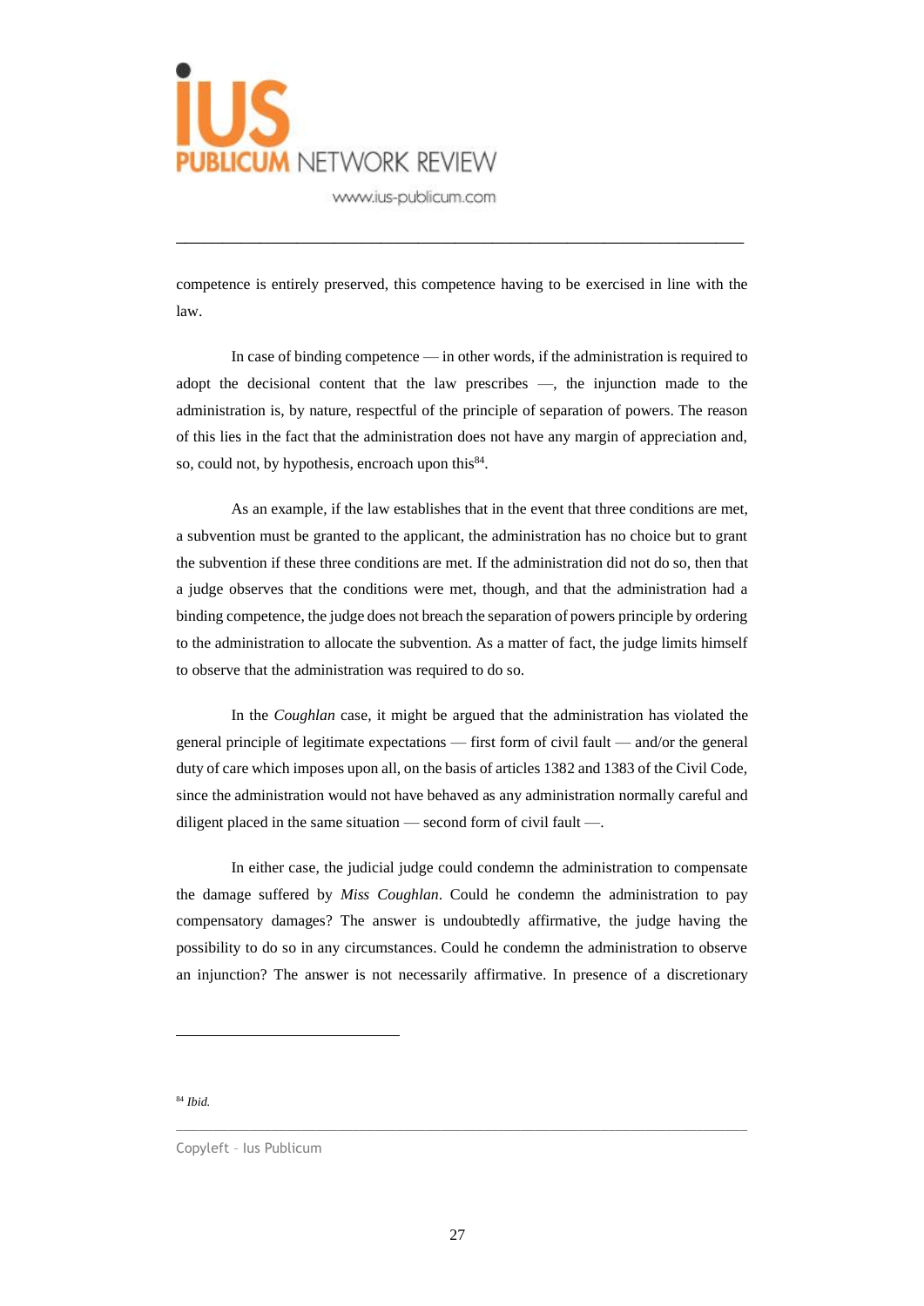competence is entirely preserved, this competence having to be exercised in line with the law.

In case of binding competence — in other words, if the administration is required to adopt the decisional content that the law prescribes —, the injunction made to the administration is, by nature, respectful of the principle of separation of powers. The reason of this lies in the fact that the administration does not have any margin of appreciation and, so, could not, by hypothesis, encroach upon this[84].

As an example, if the law establishes that in the event that three conditions are met, a subvention must be granted to the applicant, the administration has no choice but to grant the subvention if these three conditions are met. If the administration did not do so, then that a judge observes that the conditions were met, though, and that the administration had a binding competence, the judge does not breach the separation of powers principle by ordering to the administration to allocate the subvention. As a matter of fact, the judge limits himself to observe that the administration was required to do so.

In the *Coughlan* case, it might be argued that the administration has violated the general principle of legitimate expectations — first form of civil fault — and/or the general duty of care which imposes upon all, on the basis of articles 1382 and 1383 of the Civil Code, since the administration would not have behaved as any administration normally careful and diligent placed in the same situation — second form of civil fault —.

In either case, the judicial judge could condemn the administration to compensate the damage suffered by *Miss Coughlan*. Could he condemn the administration to pay compensatory damages? The answer is undoubtedly affirmative, the judge having the possibility to do so in any circumstances. Could he condemn the administration to observe an injunction? The answer is not necessarily affirmative. In presence of a discretionary

[84] *Ibid.*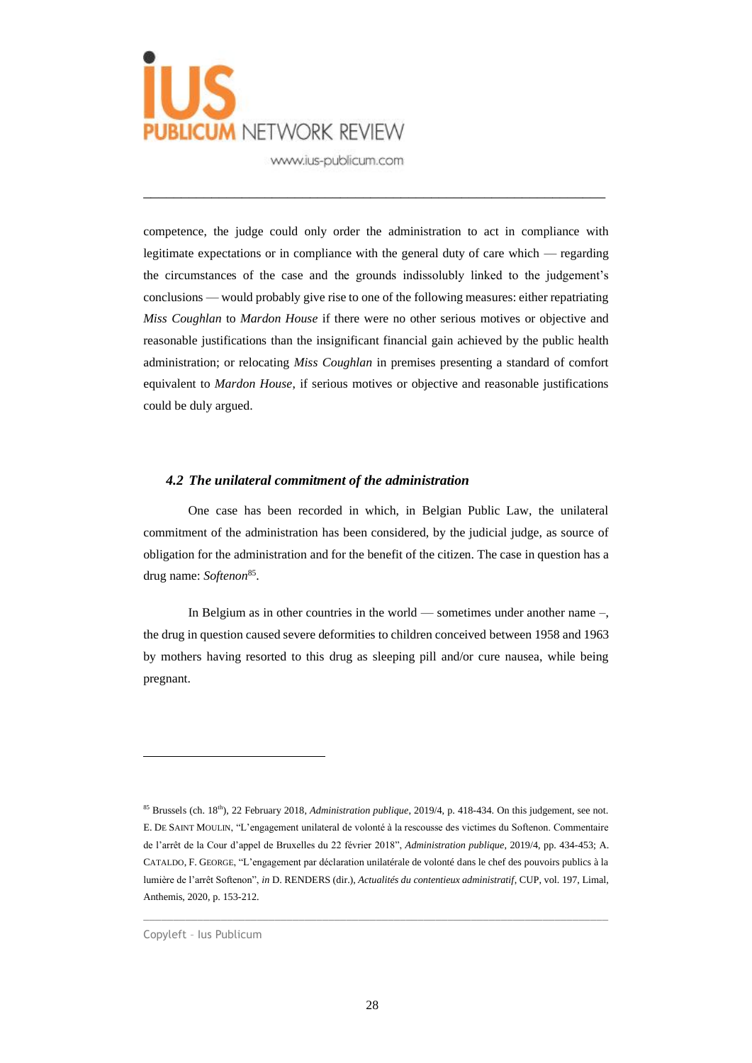competence, the judge could only order the administration to act in compliance with legitimate expectations or in compliance with the general duty of care which — regarding the circumstances of the case and the grounds indissolubly linked to the judgement's conclusions — would probably give rise to one of the following measures: either repatriating *Miss Coughlan* to *Mardon House* if there were no other serious motives or objective and reasonable justifications than the insignificant financial gain achieved by the public health administration; or relocating *Miss Coughlan* in premises presenting a standard of comfort equivalent to *Mardon House*, if serious motives or objective and reasonable justifications could be duly argued.

### *4.2 The unilateral commitment of the administration*

One case has been recorded in which, in Belgian Public Law, the unilateral commitment of the administration has been considered, by the judicial judge, as source of obligation for the administration and for the benefit of the citizen. The case in question has a drug name: *Softenon*[85].

In Belgium as in other countries in the world — sometimes under another name –, the drug in question caused severe deformities to children conceived between 1958 and 1963 by mothers having resorted to this drug as sleeping pill and/or cure nausea, while being pregnant.

---

[85] Brussels (ch. 18th), 22 February 2018, *Administration publique*, 2019/4, p. 418-434. On this judgement, see not. E. De Saint Moulin, "L'engagement unilateral de volonté à la rescousse des victimes du Softenon. Commentaire de l'arrêt de la Cour d'appel de Bruxelles du 22 février 2018", *Administration publique*, 2019/4, pp. 434-453; A. Cataldo, F. George, "L'engagement par déclaration unilatérale de volonté dans le chef des pouvoirs publics à la lumière de l'arrêt Softenon", *in* D. RENDERS (dir.), *Actualités du contentieux administratif*, CUP, vol. 197, Limal, Anthemis, 2020, p. 153-212.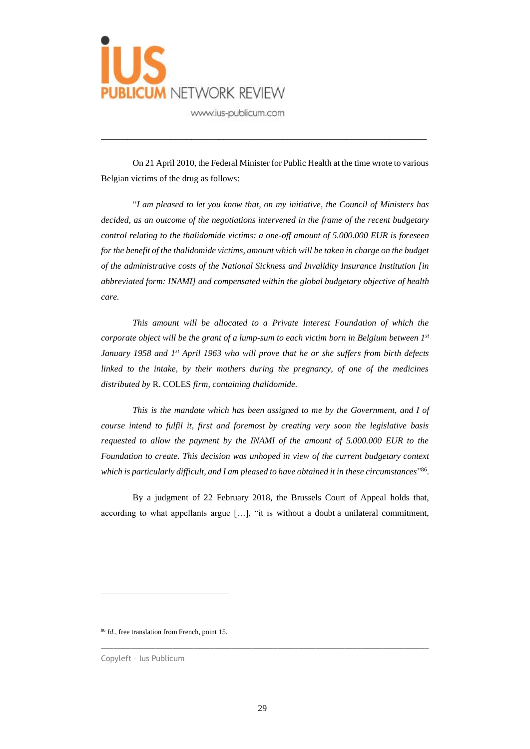On 21 April 2010, the Federal Minister for Public Health at the time wrote to various Belgian victims of the drug as follows:

"*I am pleased to let you know that, on my initiative, the Council of Ministers has decided, as an outcome of the negotiations intervened in the frame of the recent budgetary control relating to the thalidomide victims: a one-off amount of 5.000.000 EUR is foreseen for the benefit of the thalidomide victims, amount which will be taken in charge on the budget of the administrative costs of the National Sickness and Invalidity Insurance Institution [in abbreviated form: INAMI] and compensated within the global budgetary objective of health care.*

*This amount will be allocated to a Private Interest Foundation of which the corporate object will be the grant of a lump-sum to each victim born in Belgium between 1st January 1958 and 1st April 1963 who will prove that he or she suffers from birth defects linked to the intake, by their mothers during the pregnancy, of one of the medicines distributed by* R. COLES *firm, containing thalidomide.*

*This is the mandate which has been assigned to me by the Government, and I of course intend to fulfil it, first and foremost by creating very soon the legislative basis requested to allow the payment by the INAMI of the amount of 5.000.000 EUR to the Foundation to create. This decision was unhoped in view of the current budgetary context which is particularly difficult, and I am pleased to have obtained it in these circumstances*"[86].

By a judgment of 22 February 2018, the Brussels Court of Appeal holds that, according to what appellants argue […], "it is without a doubt a unilateral commitment,

---

[86] *Id.*, free translation from French, point 15.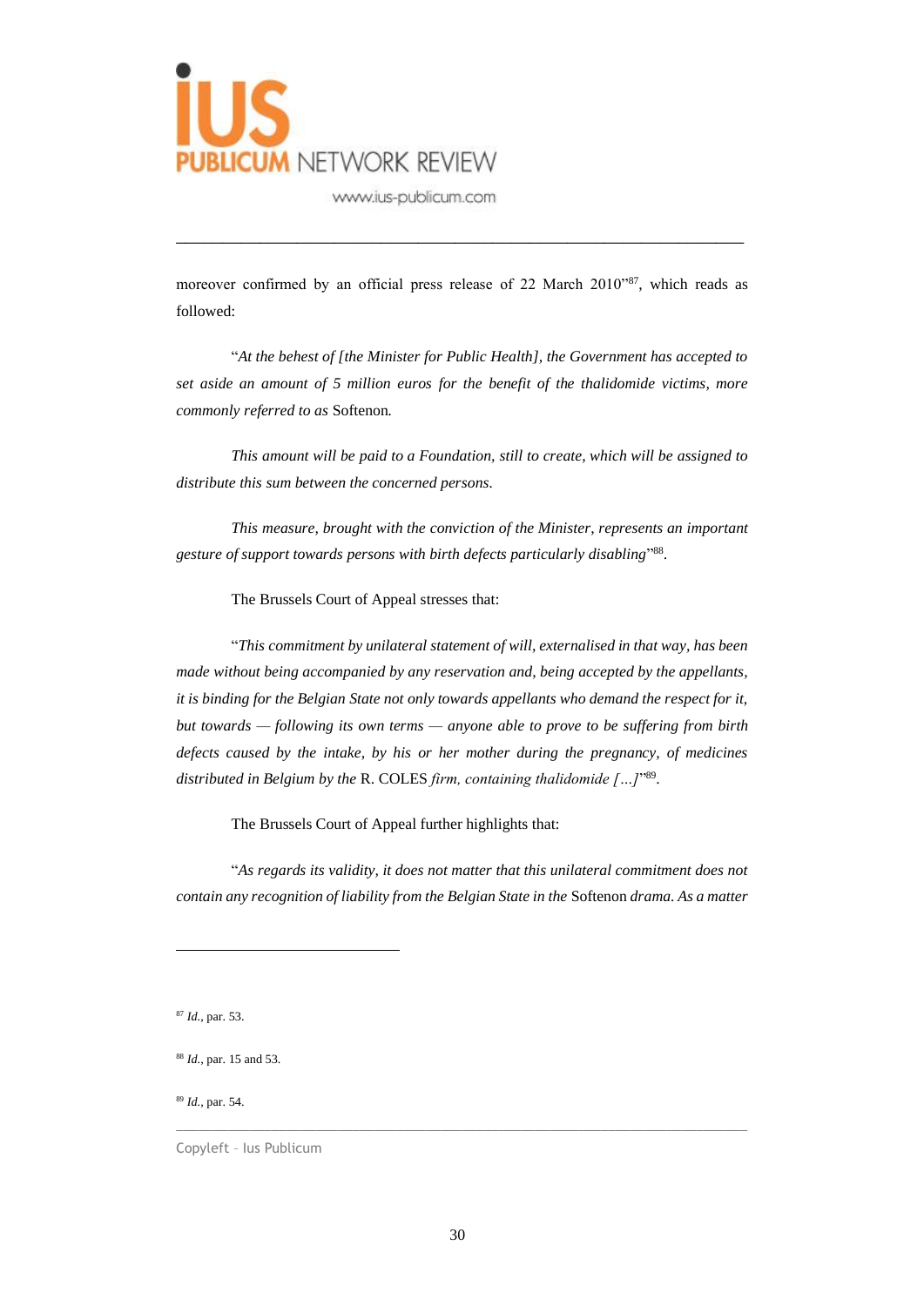moreover confirmed by an official press release of 22 March 2010"[87], which reads as followed:

"*At the behest of [the Minister for Public Health], the Government has accepted to set aside an amount of 5 million euros for the benefit of the thalidomide victims, more commonly referred to as* Softenon*.*

*This amount will be paid to a Foundation, still to create, which will be assigned to distribute this sum between the concerned persons.*

*This measure, brought with the conviction of the Minister, represents an important gesture of support towards persons with birth defects particularly disabling*"[88].

The Brussels Court of Appeal stresses that:

"*This commitment by unilateral statement of will, externalised in that way, has been made without being accompanied by any reservation and, being accepted by the appellants, it is binding for the Belgian State not only towards appellants who demand the respect for it, but towards — following its own terms — anyone able to prove to be suffering from birth defects caused by the intake, by his or her mother during the pregnancy, of medicines distributed in Belgium by the* R. COLES *firm, containing thalidomide […]*"[89].

The Brussels Court of Appeal further highlights that:

"*As regards its validity, it does not matter that this unilateral commitment does not contain any recognition of liability from the Belgian State in the* Softenon *drama. As a matter*

---

[87] *Id.*, par. 53.

[88] *Id.*, par. 15 and 53.

[89] *Id.*, par. 54.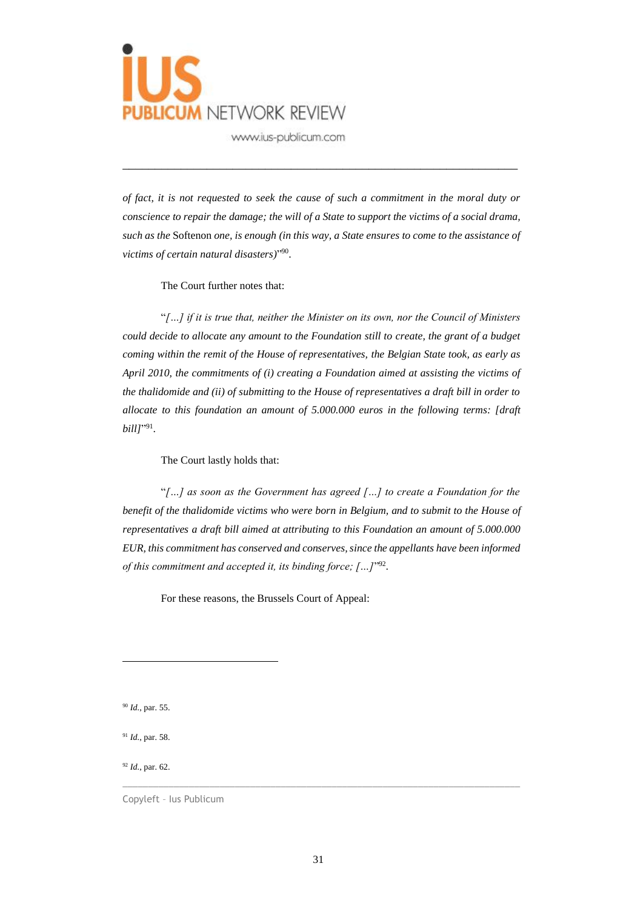*of fact, it is not requested to seek the cause of such a commitment in the moral duty or conscience to repair the damage; the will of a State to support the victims of a social drama, such as the* Softenon *one, is enough (in this way, a State ensures to come to the assistance of victims of certain natural disasters)*"[90].

The Court further notes that:

"*[…] if it is true that, neither the Minister on its own, nor the Council of Ministers could decide to allocate any amount to the Foundation still to create, the grant of a budget coming within the remit of the House of representatives, the Belgian State took, as early as April 2010, the commitments of (i) creating a Foundation aimed at assisting the victims of the thalidomide and (ii) of submitting to the House of representatives a draft bill in order to allocate to this foundation an amount of 5.000.000 euros in the following terms: [draft bill]*"[91].

The Court lastly holds that:

"*[…] as soon as the Government has agreed […] to create a Foundation for the benefit of the thalidomide victims who were born in Belgium, and to submit to the House of representatives a draft bill aimed at attributing to this Foundation an amount of 5.000.000 EUR, this commitment has conserved and conserves, since the appellants have been informed of this commitment and accepted it, its binding force; […]*"[92].

For these reasons, the Brussels Court of Appeal:

---

[90] *Id.*, par. 55.

[91] *Id.*, par. 58.

[92] *Id.*, par. 62.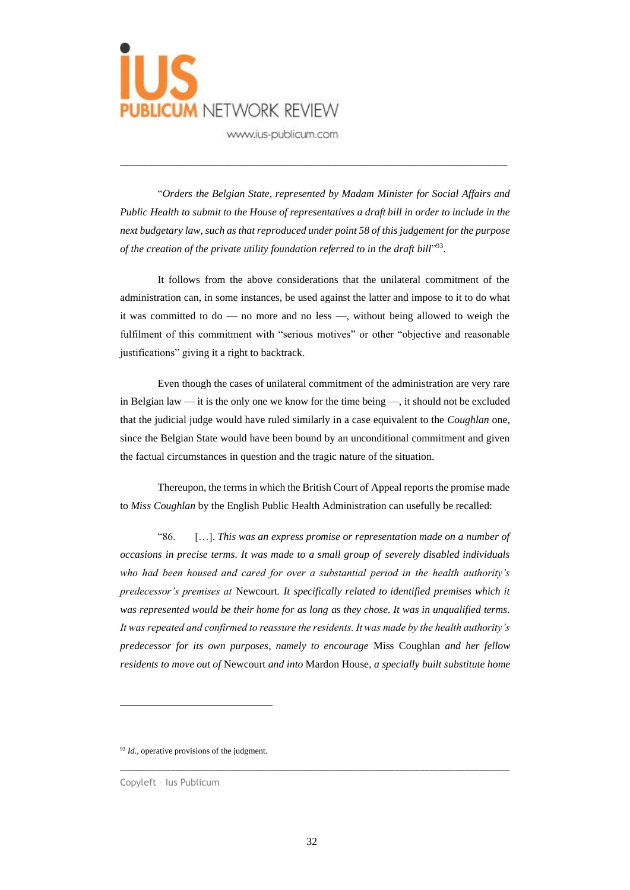"*Orders the Belgian State, represented by Madam Minister for Social Affairs and Public Health to submit to the House of representatives a draft bill in order to include in the next budgetary law, such as that reproduced under point 58 of this judgement for the purpose of the creation of the private utility foundation referred to in the draft bill*"[93].

It follows from the above considerations that the unilateral commitment of the administration can, in some instances, be used against the latter and impose to it to do what it was committed to do — no more and no less —, without being allowed to weigh the fulfilment of this commitment with "serious motives" or other "objective and reasonable justifications" giving it a right to backtrack.

Even though the cases of unilateral commitment of the administration are very rare in Belgian law — it is the only one we know for the time being —, it should not be excluded that the judicial judge would have ruled similarly in a case equivalent to the *Coughlan* one, since the Belgian State would have been bound by an unconditional commitment and given the factual circumstances in question and the tragic nature of the situation.

Thereupon, the terms in which the British Court of Appeal reports the promise made to *Miss Coughlan* by the English Public Health Administration can usefully be recalled:

"86. […]. *This was an express promise or representation made on a number of occasions in precise terms. It was made to a small group of severely disabled individuals who had been housed and cared for over a substantial period in the health authority's predecessor's premises at* Newcourt. *It specifically related to identified premises which it was represented would be their home for as long as they chose. It was in unqualified terms. It was repeated and confirmed to reassure the residents. It was made by the health authority's predecessor for its own purposes, namely to encourage* Miss Coughlan *and her fellow residents to move out of* Newcourt *and into* Mardon House, *a specially built substitute home*

---

[93] *Id.*, operative provisions of the judgment.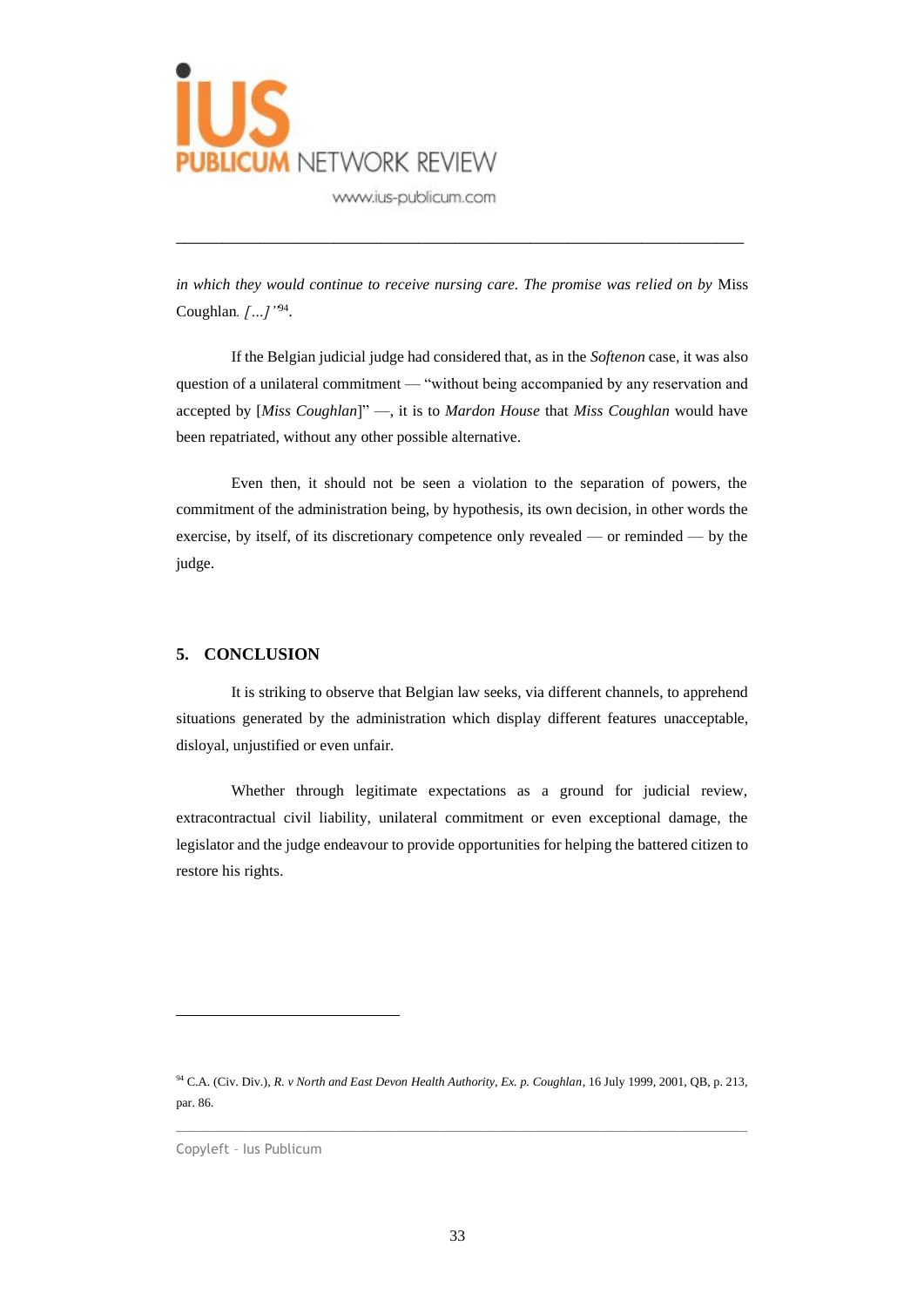*in which they would continue to receive nursing care. The promise was relied on by* Miss Coughlan*. […]'*[94].

If the Belgian judicial judge had considered that, as in the *Softenon* case, it was also question of a unilateral commitment — "without being accompanied by any reservation and accepted by [*Miss Coughlan*]" —, it is to *Mardon House* that *Miss Coughlan* would have been repatriated, without any other possible alternative.

Even then, it should not be seen a violation to the separation of powers, the commitment of the administration being, by hypothesis, its own decision, in other words the exercise, by itself, of its discretionary competence only revealed — or reminded — by the judge.

## 5. CONCLUSION

It is striking to observe that Belgian law seeks, via different channels, to apprehend situations generated by the administration which display different features unacceptable, disloyal, unjustified or even unfair.

Whether through legitimate expectations as a ground for judicial review, extracontractual civil liability, unilateral commitment or even exceptional damage, the legislator and the judge endeavour to provide opportunities for helping the battered citizen to restore his rights.

---

[94] C.A. (Civ. Div.), *R. v North and East Devon Health Authority, Ex. p. Coughlan*, 16 July 1999, 2001, QB, p. 213, par. 86.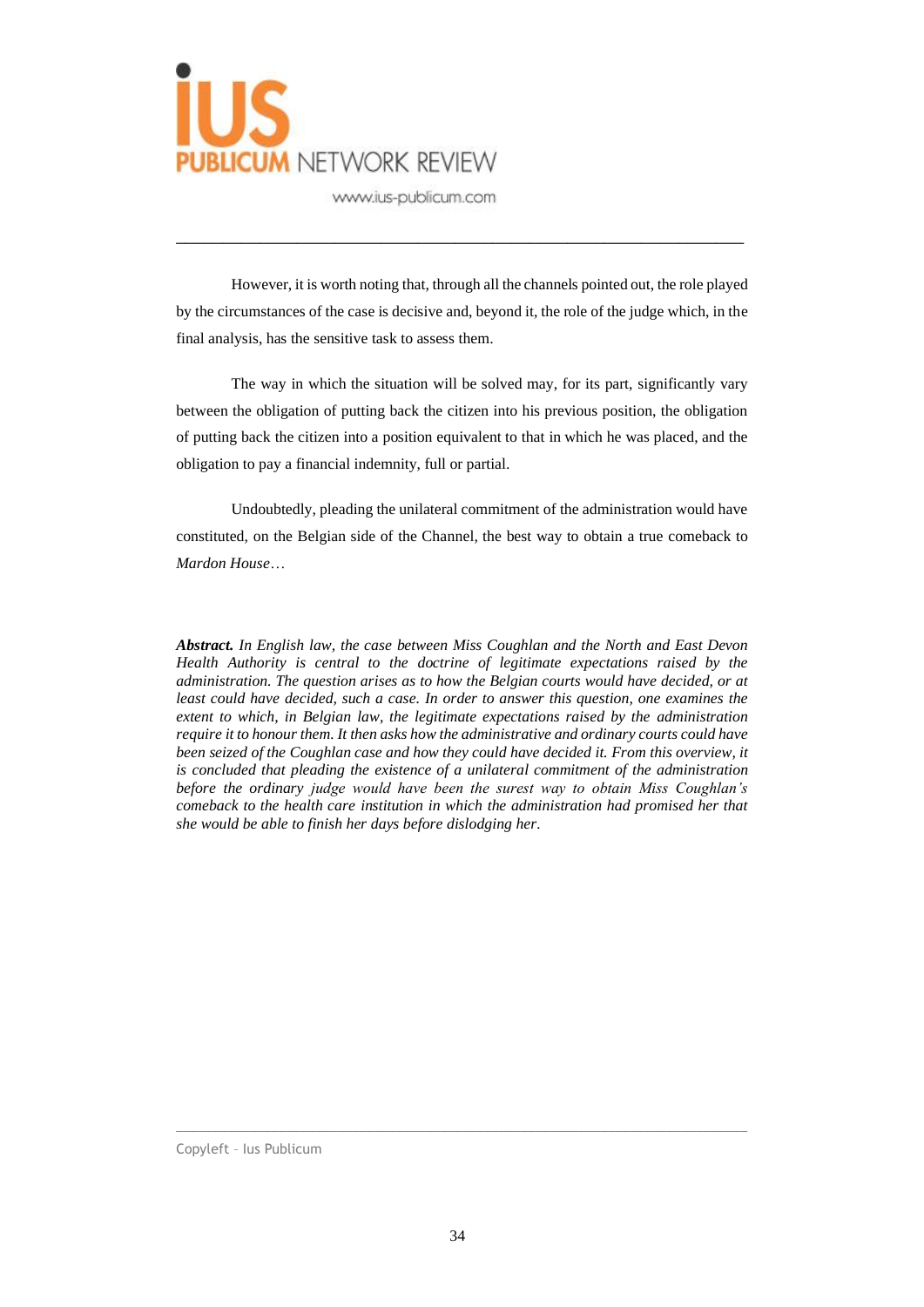However, it is worth noting that, through all the channels pointed out, the role played by the circumstances of the case is decisive and, beyond it, the role of the judge which, in the final analysis, has the sensitive task to assess them.

The way in which the situation will be solved may, for its part, significantly vary between the obligation of putting back the citizen into his previous position, the obligation of putting back the citizen into a position equivalent to that in which he was placed, and the obligation to pay a financial indemnity, full or partial.

Undoubtedly, pleading the unilateral commitment of the administration would have constituted, on the Belgian side of the Channel, the best way to obtain a true comeback to *Mardon House*…

***Abstract.*** *In English law, the case between Miss Coughlan and the North and East Devon Health Authority is central to the doctrine of legitimate expectations raised by the administration. The question arises as to how the Belgian courts would have decided, or at least could have decided, such a case. In order to answer this question, one examines the extent to which, in Belgian law, the legitimate expectations raised by the administration require it to honour them. It then asks how the administrative and ordinary courts could have been seized of the Coughlan case and how they could have decided it. From this overview, it is concluded that pleading the existence of a unilateral commitment of the administration before the ordinary judge would have been the surest way to obtain Miss Coughlan's comeback to the health care institution in which the administration had promised her that she would be able to finish her days before dislodging her.*